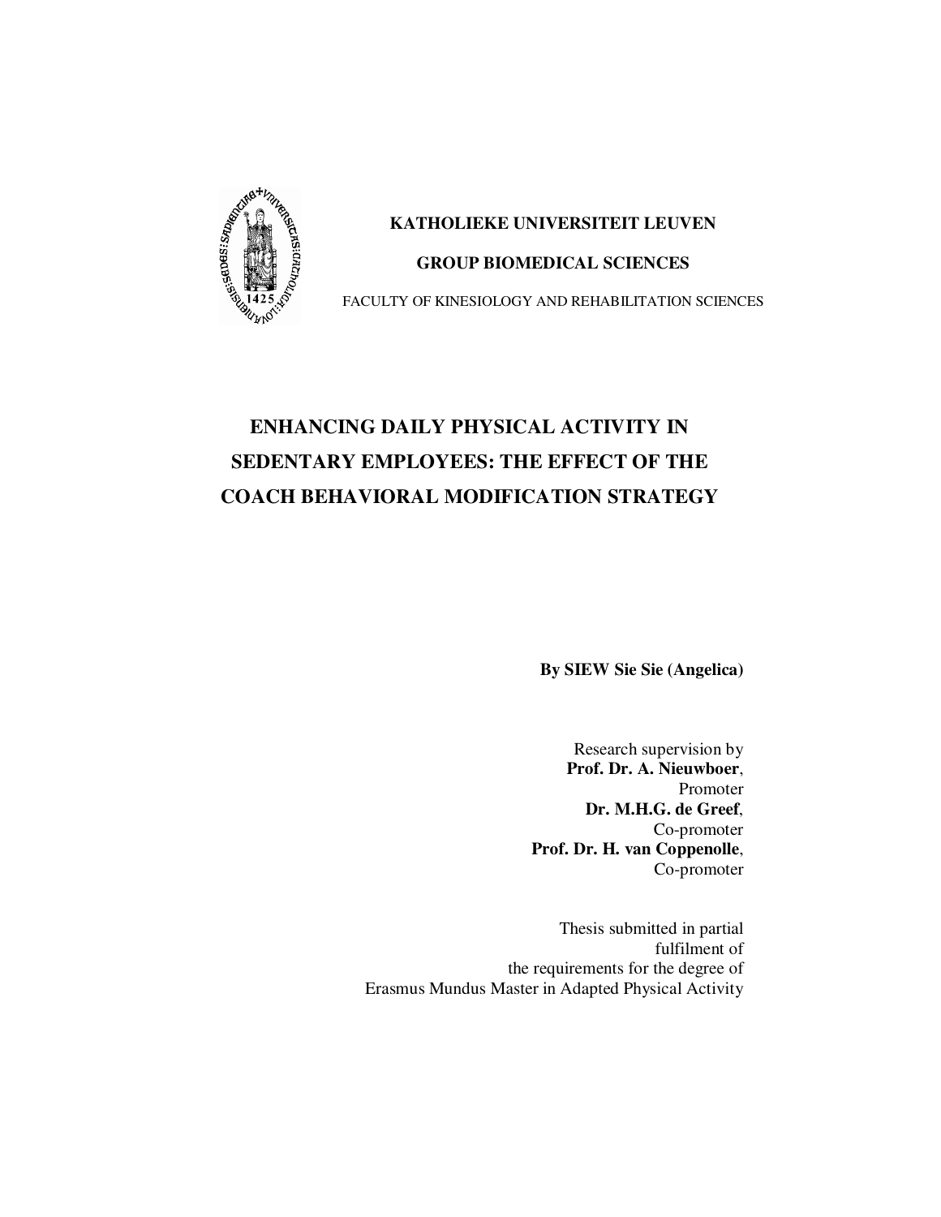**KATHOLIEKE UNIVERSITEIT LEUVEN**

**GROUP BIOMEDICAL SCIENCES**

FACULTY OF KINESIOLOGY AND REHABILITATION SCIENCES

# ENHANCING DAILY PHYSICAL ACTIVITY IN SEDENTARY EMPLOYEES: THE EFFECT OF THE COACH BEHAVIORAL MODIFICATION STRATEGY

**By SIEW Sie Sie (Angelica)**

Research supervision by
**Prof. Dr. A. Nieuwboer**,
Promoter
**Dr. M.H.G. de Greef**,
Co-promoter
**Prof. Dr. H. van Coppenolle**,
Co-promoter

Thesis submitted in partial
fulfilment of
the requirements for the degree of
Erasmus Mundus Master in Adapted Physical Activity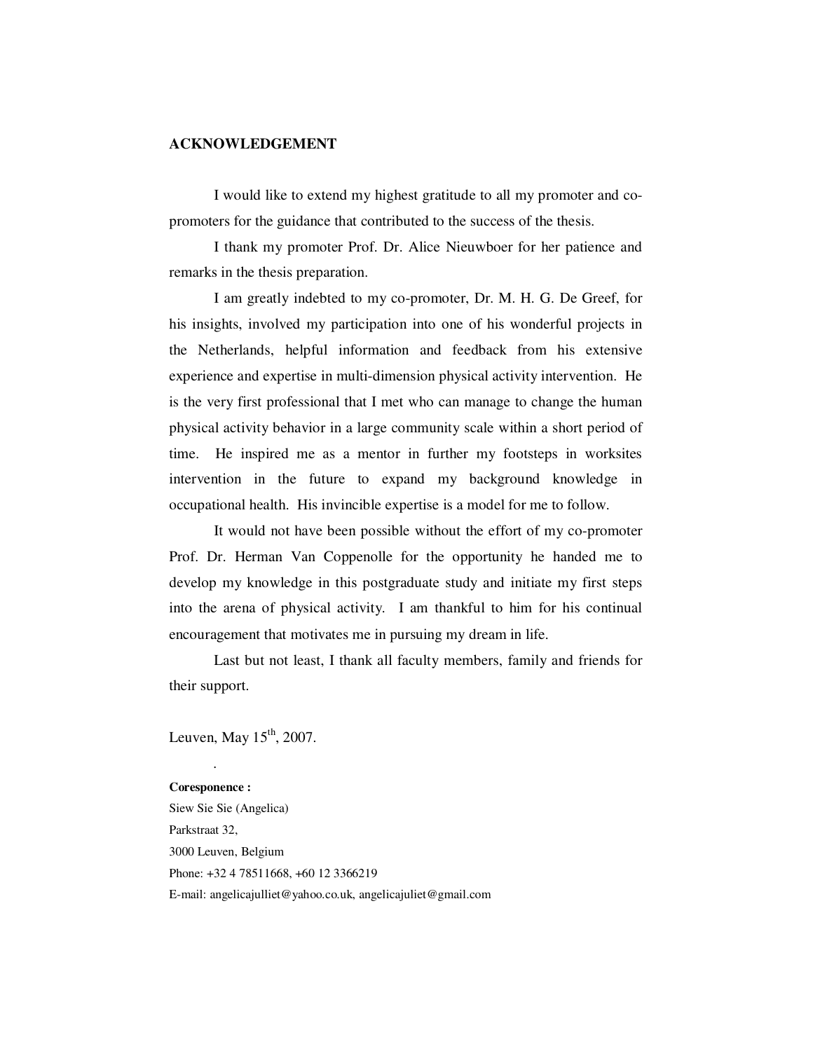## ACKNOWLEDGEMENT

I would like to extend my highest gratitude to all my promoter and co-promoters for the guidance that contributed to the success of the thesis.

I thank my promoter Prof. Dr. Alice Nieuwboer for her patience and remarks in the thesis preparation.

I am greatly indebted to my co-promoter, Dr. M. H. G. De Greef, for his insights, involved my participation into one of his wonderful projects in the Netherlands, helpful information and feedback from his extensive experience and expertise in multi-dimension physical activity intervention. He is the very first professional that I met who can manage to change the human physical activity behavior in a large community scale within a short period of time. He inspired me as a mentor in further my footsteps in worksites intervention in the future to expand my background knowledge in occupational health. His invincible expertise is a model for me to follow.

It would not have been possible without the effort of my co-promoter Prof. Dr. Herman Van Coppenolle for the opportunity he handed me to develop my knowledge in this postgraduate study and initiate my first steps into the arena of physical activity. I am thankful to him for his continual encouragement that motivates me in pursuing my dream in life.

Last but not least, I thank all faculty members, family and friends for their support.

Leuven, May 15th, 2007.

.

**Coresponence :**
Siew Sie Sie (Angelica)
Parkstraat 32,
3000 Leuven, Belgium
Phone: +32 4 78511668, +60 12 3366219
E-mail: angelicajulliet@yahoo.co.uk, angelicajuliet@gmail.com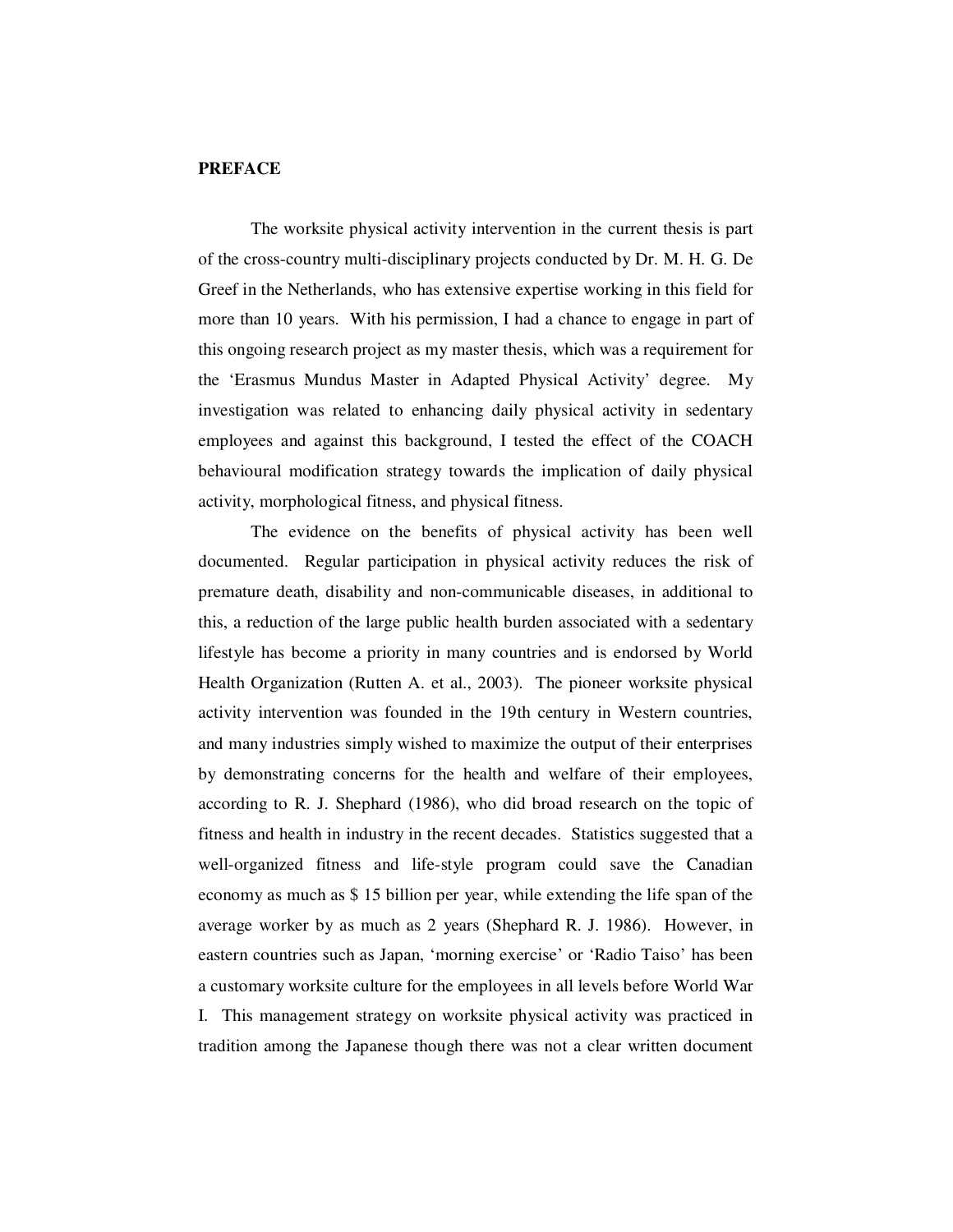## PREFACE

The worksite physical activity intervention in the current thesis is part of the cross-country multi-disciplinary projects conducted by Dr. M. H. G. De Greef in the Netherlands, who has extensive expertise working in this field for more than 10 years. With his permission, I had a chance to engage in part of this ongoing research project as my master thesis, which was a requirement for the 'Erasmus Mundus Master in Adapted Physical Activity' degree. My investigation was related to enhancing daily physical activity in sedentary employees and against this background, I tested the effect of the COACH behavioural modification strategy towards the implication of daily physical activity, morphological fitness, and physical fitness.

The evidence on the benefits of physical activity has been well documented. Regular participation in physical activity reduces the risk of premature death, disability and non-communicable diseases, in additional to this, a reduction of the large public health burden associated with a sedentary lifestyle has become a priority in many countries and is endorsed by World Health Organization (Rutten A. et al., 2003). The pioneer worksite physical activity intervention was founded in the 19th century in Western countries, and many industries simply wished to maximize the output of their enterprises by demonstrating concerns for the health and welfare of their employees, according to R. J. Shephard (1986), who did broad research on the topic of fitness and health in industry in the recent decades. Statistics suggested that a well-organized fitness and life-style program could save the Canadian economy as much as $ 15 billion per year, while extending the life span of the average worker by as much as 2 years (Shephard R. J. 1986). However, in eastern countries such as Japan, 'morning exercise' or 'Radio Taiso' has been a customary worksite culture for the employees in all levels before World War I. This management strategy on worksite physical activity was practiced in tradition among the Japanese though there was not a clear written document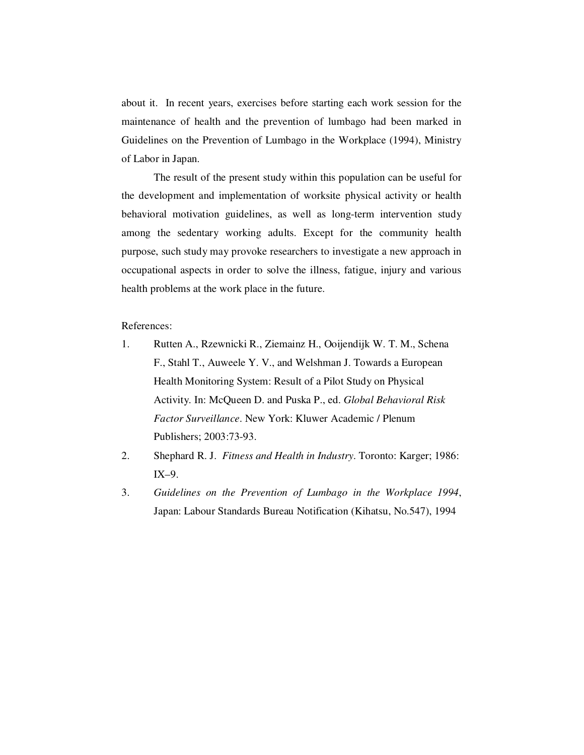about it. In recent years, exercises before starting each work session for the maintenance of health and the prevention of lumbago had been marked in Guidelines on the Prevention of Lumbago in the Workplace (1994), Ministry of Labor in Japan.

The result of the present study within this population can be useful for the development and implementation of worksite physical activity or health behavioral motivation guidelines, as well as long-term intervention study among the sedentary working adults. Except for the community health purpose, such study may provoke researchers to investigate a new approach in occupational aspects in order to solve the illness, fatigue, injury and various health problems at the work place in the future.

References:

1. Rutten A., Rzewnicki R., Ziemainz H., Ooijendijk W. T. M., Schena F., Stahl T., Auweele Y. V., and Welshman J. Towards a European Health Monitoring System: Result of a Pilot Study on Physical Activity. In: McQueen D. and Puska P., ed. *Global Behavioral Risk Factor Surveillance*. New York: Kluwer Academic / Plenum Publishers; 2003:73-93.
2. Shephard R. J. *Fitness and Health in Industry*. Toronto: Karger; 1986: IX–9.
3. *Guidelines on the Prevention of Lumbago in the Workplace 1994*, Japan: Labour Standards Bureau Notification (Kihatsu, No.547), 1994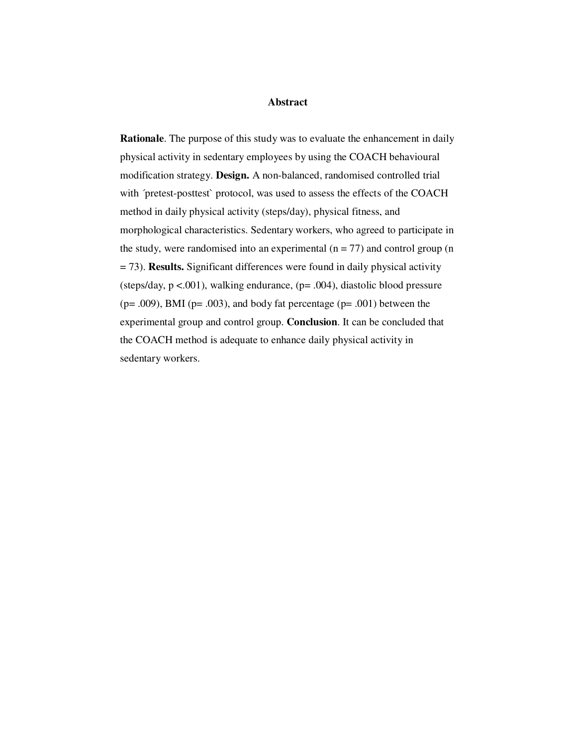## Abstract

**Rationale**. The purpose of this study was to evaluate the enhancement in daily physical activity in sedentary employees by using the COACH behavioural modification strategy. **Design.** A non-balanced, randomised controlled trial with ´pretest-posttest` protocol, was used to assess the effects of the COACH method in daily physical activity (steps/day), physical fitness, and morphological characteristics. Sedentary workers, who agreed to participate in the study, were randomised into an experimental (n = 77) and control group (n = 73). **Results.** Significant differences were found in daily physical activity (steps/day, $p < .001$), walking endurance, ($p = .004$), diastolic blood pressure ($p = .009$), BMI ($p = .003$), and body fat percentage ($p = .001$) between the experimental group and control group. **Conclusion**. It can be concluded that the COACH method is adequate to enhance daily physical activity in sedentary workers.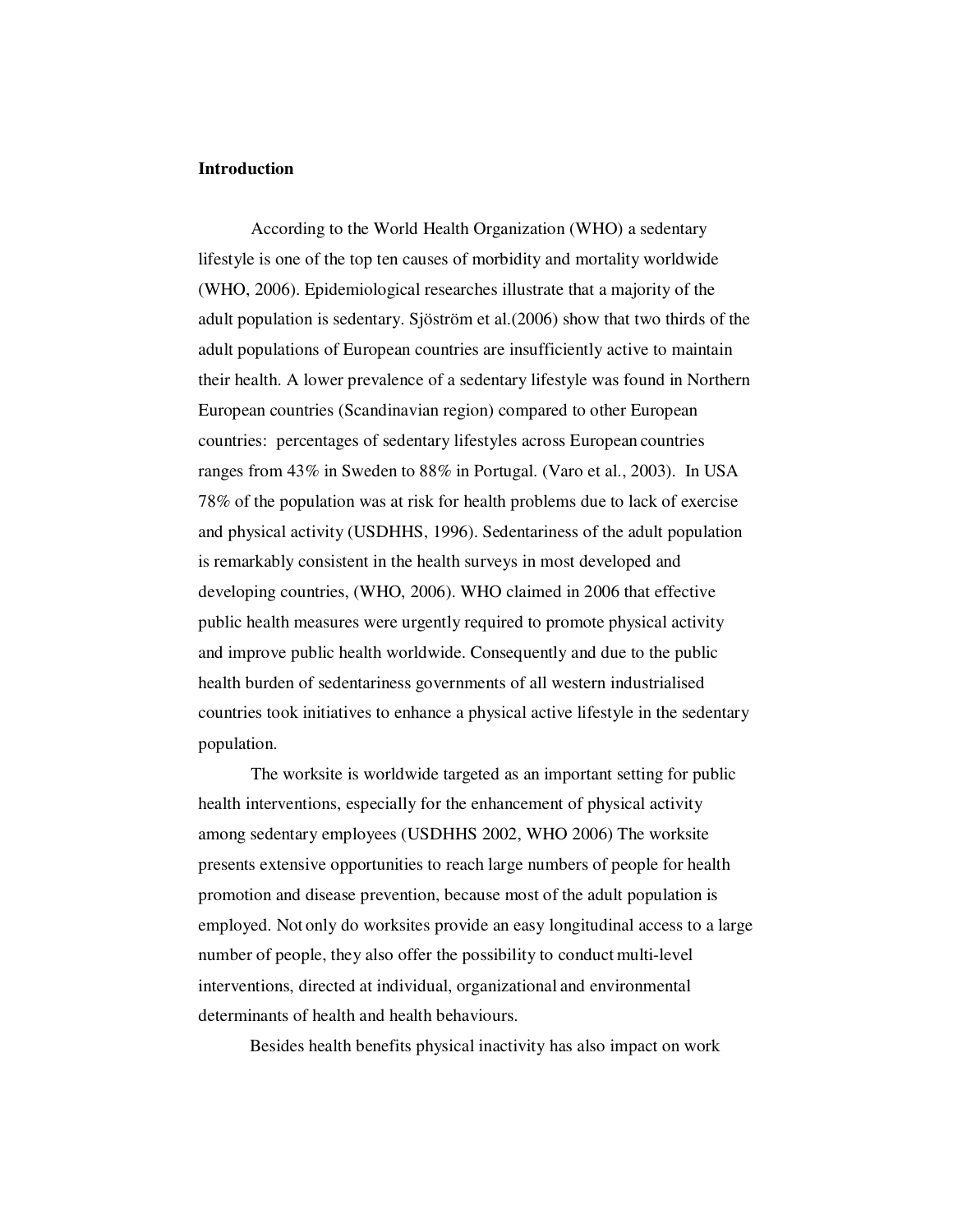**Introduction**

According to the World Health Organization (WHO) a sedentary lifestyle is one of the top ten causes of morbidity and mortality worldwide (WHO, 2006). Epidemiological researches illustrate that a majority of the adult population is sedentary. Sjöström et al.(2006) show that two thirds of the adult populations of European countries are insufficiently active to maintain their health. A lower prevalence of a sedentary lifestyle was found in Northern European countries (Scandinavian region) compared to other European countries: percentages of sedentary lifestyles across European countries ranges from 43% in Sweden to 88% in Portugal. (Varo et al., 2003). In USA 78% of the population was at risk for health problems due to lack of exercise and physical activity (USDHHS, 1996). Sedentariness of the adult population is remarkably consistent in the health surveys in most developed and developing countries, (WHO, 2006). WHO claimed in 2006 that effective public health measures were urgently required to promote physical activity and improve public health worldwide. Consequently and due to the public health burden of sedentariness governments of all western industrialised countries took initiatives to enhance a physical active lifestyle in the sedentary population.

The worksite is worldwide targeted as an important setting for public health interventions, especially for the enhancement of physical activity among sedentary employees (USDHHS 2002, WHO 2006) The worksite presents extensive opportunities to reach large numbers of people for health promotion and disease prevention, because most of the adult population is employed. Not only do worksites provide an easy longitudinal access to a large number of people, they also offer the possibility to conduct multi-level interventions, directed at individual, organizational and environmental determinants of health and health behaviours.

Besides health benefits physical inactivity has also impact on work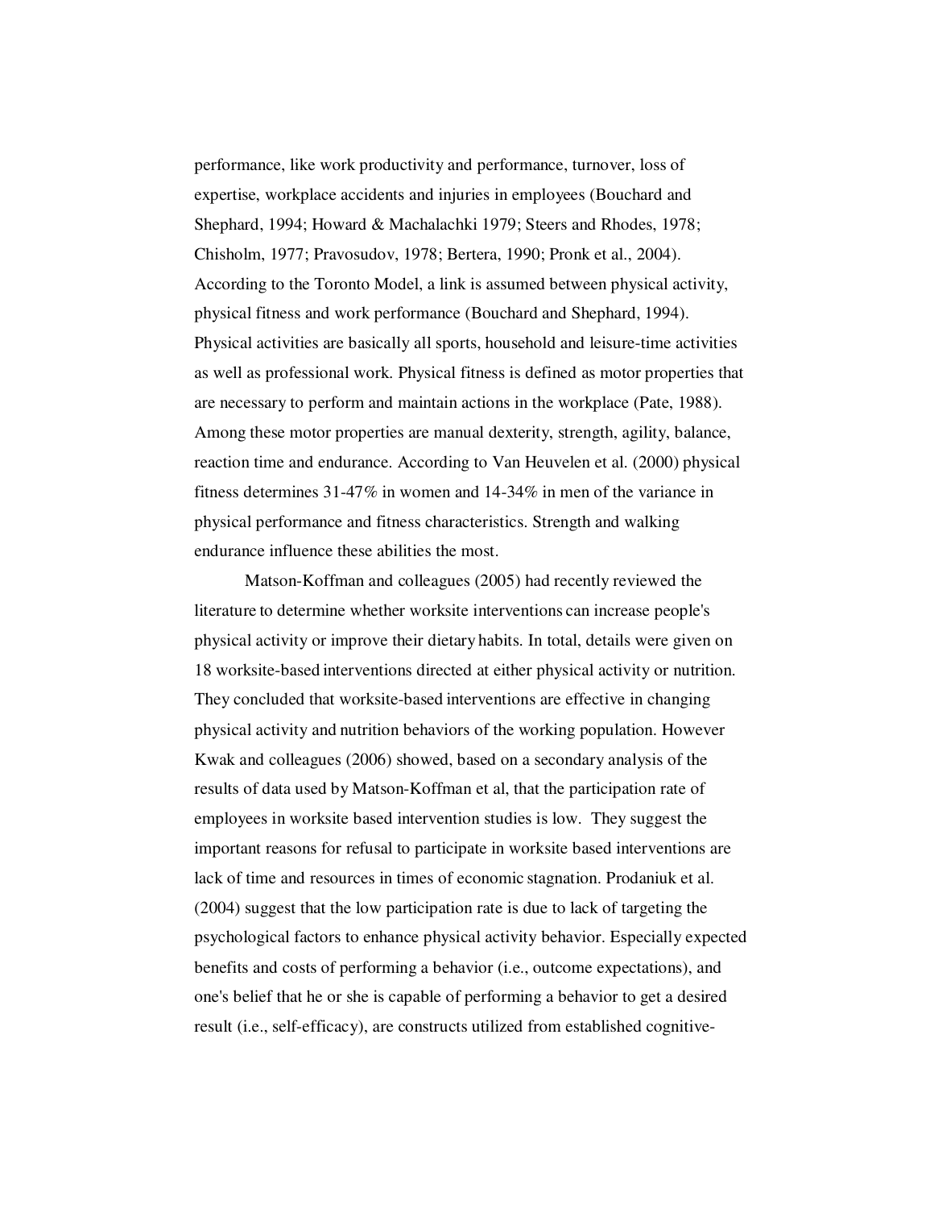performance, like work productivity and performance, turnover, loss of expertise, workplace accidents and injuries in employees (Bouchard and Shephard, 1994; Howard & Machalachki 1979; Steers and Rhodes, 1978; Chisholm, 1977; Pravosudov, 1978; Bertera, 1990; Pronk et al., 2004). According to the Toronto Model, a link is assumed between physical activity, physical fitness and work performance (Bouchard and Shephard, 1994). Physical activities are basically all sports, household and leisure-time activities as well as professional work. Physical fitness is defined as motor properties that are necessary to perform and maintain actions in the workplace (Pate, 1988). Among these motor properties are manual dexterity, strength, agility, balance, reaction time and endurance. According to Van Heuvelen et al. (2000) physical fitness determines 31-47% in women and 14-34% in men of the variance in physical performance and fitness characteristics. Strength and walking endurance influence these abilities the most.

Matson-Koffman and colleagues (2005) had recently reviewed the literature to determine whether worksite interventions can increase people's physical activity or improve their dietary habits. In total, details were given on 18 worksite-based interventions directed at either physical activity or nutrition. They concluded that worksite-based interventions are effective in changing physical activity and nutrition behaviors of the working population. However Kwak and colleagues (2006) showed, based on a secondary analysis of the results of data used by Matson-Koffman et al, that the participation rate of employees in worksite based intervention studies is low. They suggest the important reasons for refusal to participate in worksite based interventions are lack of time and resources in times of economic stagnation. Prodaniuk et al. (2004) suggest that the low participation rate is due to lack of targeting the psychological factors to enhance physical activity behavior. Especially expected benefits and costs of performing a behavior (i.e., outcome expectations), and one's belief that he or she is capable of performing a behavior to get a desired result (i.e., self-efficacy), are constructs utilized from established cognitive-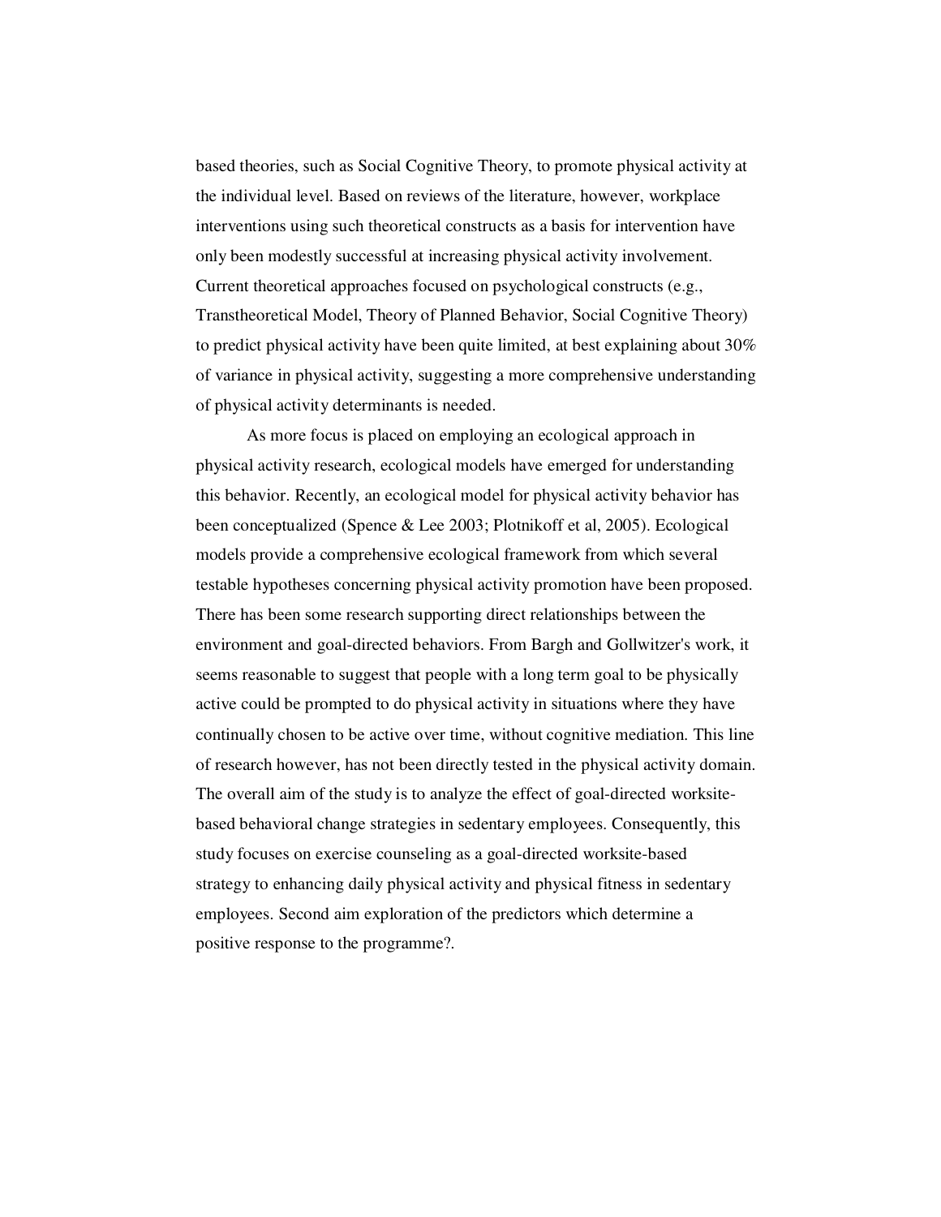based theories, such as Social Cognitive Theory, to promote physical activity at the individual level. Based on reviews of the literature, however, workplace interventions using such theoretical constructs as a basis for intervention have only been modestly successful at increasing physical activity involvement. Current theoretical approaches focused on psychological constructs (e.g., Transtheoretical Model, Theory of Planned Behavior, Social Cognitive Theory) to predict physical activity have been quite limited, at best explaining about 30% of variance in physical activity, suggesting a more comprehensive understanding of physical activity determinants is needed.

As more focus is placed on employing an ecological approach in physical activity research, ecological models have emerged for understanding this behavior. Recently, an ecological model for physical activity behavior has been conceptualized (Spence & Lee 2003; Plotnikoff et al, 2005). Ecological models provide a comprehensive ecological framework from which several testable hypotheses concerning physical activity promotion have been proposed. There has been some research supporting direct relationships between the environment and goal-directed behaviors. From Bargh and Gollwitzer's work, it seems reasonable to suggest that people with a long term goal to be physically active could be prompted to do physical activity in situations where they have continually chosen to be active over time, without cognitive mediation. This line of research however, has not been directly tested in the physical activity domain. The overall aim of the study is to analyze the effect of goal-directed worksite-based behavioral change strategies in sedentary employees. Consequently, this study focuses on exercise counseling as a goal-directed worksite-based strategy to enhancing daily physical activity and physical fitness in sedentary employees. Second aim exploration of the predictors which determine a positive response to the programme?.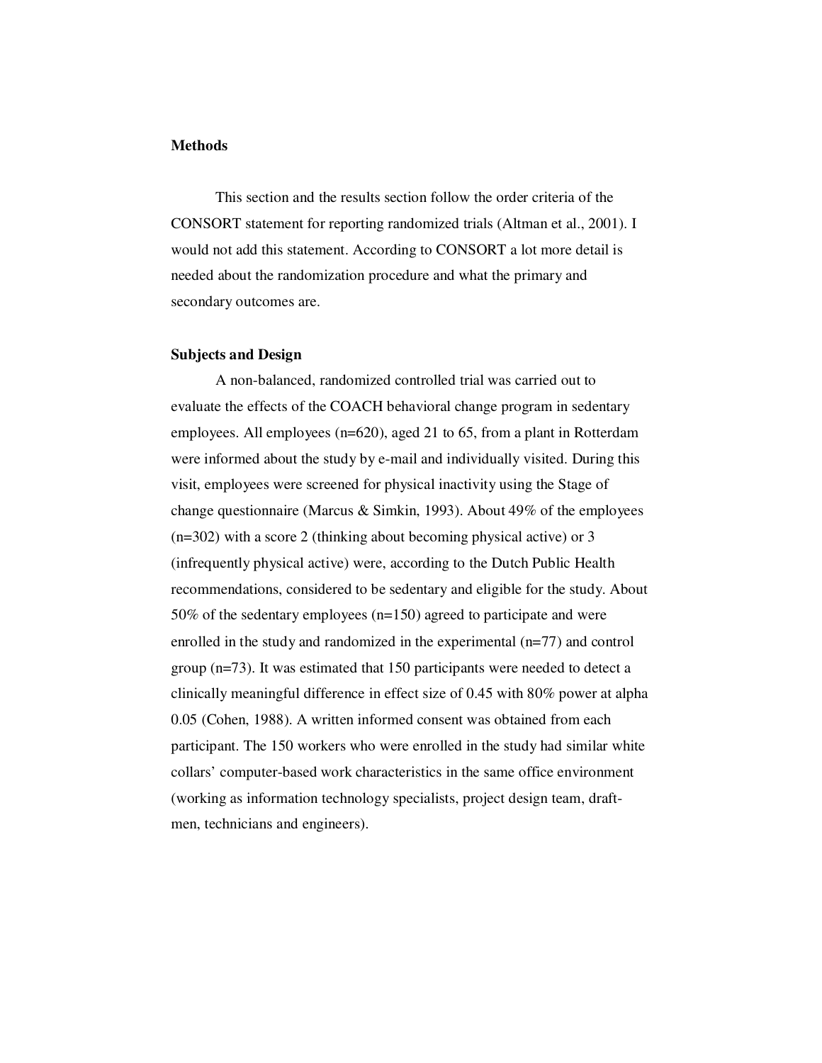**Methods**

This section and the results section follow the order criteria of the CONSORT statement for reporting randomized trials (Altman et al., 2001). I would not add this statement. According to CONSORT a lot more detail is needed about the randomization procedure and what the primary and secondary outcomes are.

**Subjects and Design**

A non-balanced, randomized controlled trial was carried out to evaluate the effects of the COACH behavioral change program in sedentary employees. All employees (n=620), aged 21 to 65, from a plant in Rotterdam were informed about the study by e-mail and individually visited. During this visit, employees were screened for physical inactivity using the Stage of change questionnaire (Marcus & Simkin, 1993). About 49% of the employees (n=302) with a score 2 (thinking about becoming physical active) or 3 (infrequently physical active) were, according to the Dutch Public Health recommendations, considered to be sedentary and eligible for the study. About 50% of the sedentary employees (n=150) agreed to participate and were enrolled in the study and randomized in the experimental (n=77) and control group (n=73). It was estimated that 150 participants were needed to detect a clinically meaningful difference in effect size of 0.45 with 80% power at alpha 0.05 (Cohen, 1988). A written informed consent was obtained from each participant. The 150 workers who were enrolled in the study had similar white collars' computer-based work characteristics in the same office environment (working as information technology specialists, project design team, draft-men, technicians and engineers).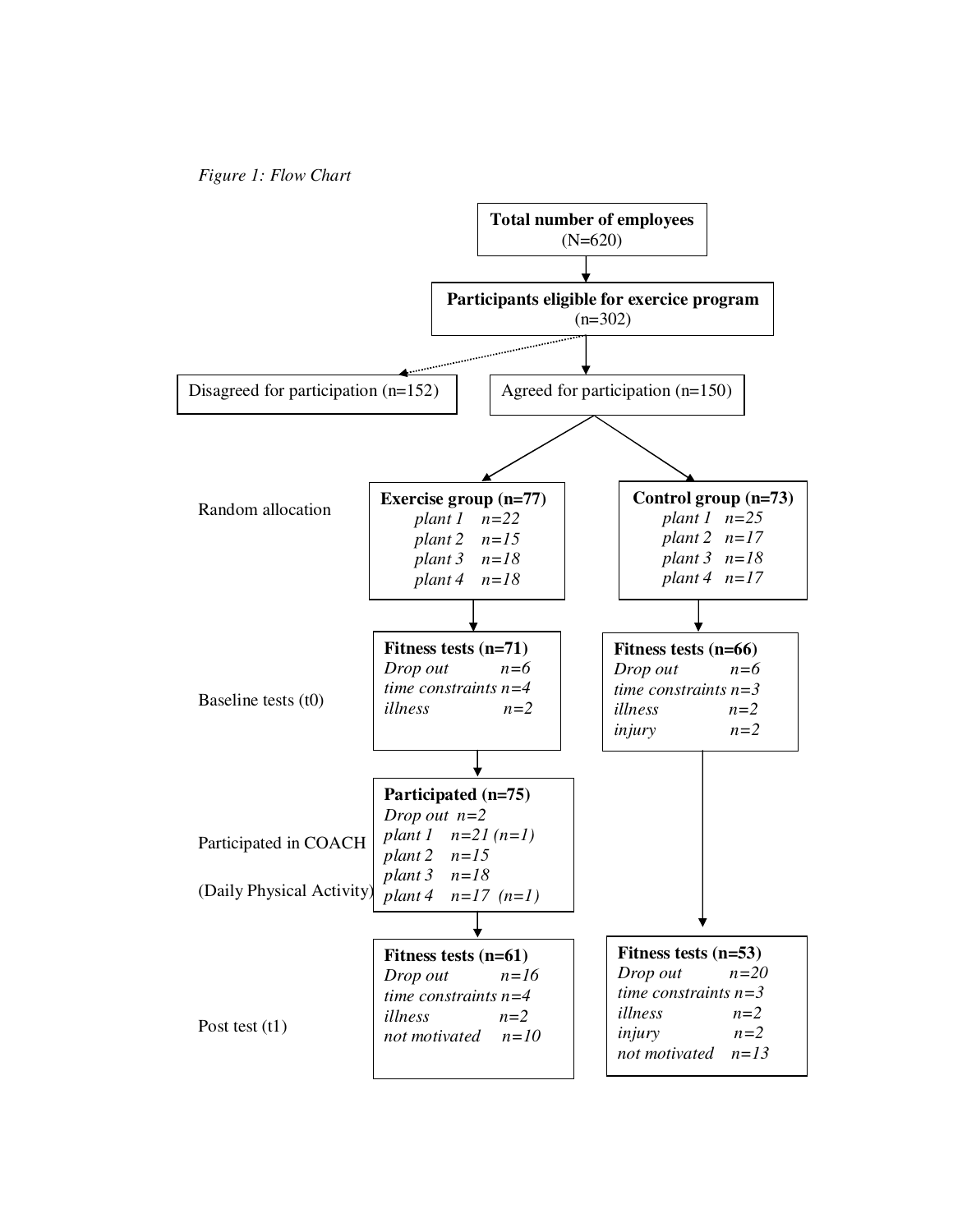*Figure 1: Flow Chart*

**Total number of employees**
(N=620)

↓

**Participants eligible for exercice program**
(n=302)

→ Disagreed for participation (n=152)

↓ Agreed for participation (n=150)

| Stage | Exercise group | Control group |
|---|---|---|
| Random allocation | **Exercise group (n=77)**<br>*plant 1 n=22*<br>*plant 2 n=15*<br>*plant 3 n=18*<br>*plant 4 n=18* | **Control group (n=73)**<br>*plant 1 n=25*<br>*plant 2 n=17*<br>*plant 3 n=18*<br>*plant 4 n=17* |
| Baseline tests (t0) | **Fitness tests (n=71)**<br>*Drop out n=6*<br>*time constraints n=4*<br>*illness n=2* | **Fitness tests (n=66)**<br>*Drop out n=6*<br>*time constraints n=3*<br>*illness n=2*<br>*injury n=2* |
| Participated in COACH (Daily Physical Activity) | **Participated (n=75)**<br>*Drop out n=2*<br>*plant 1 n=21 (n=1)*<br>*plant 2 n=15*<br>*plant 3 n=18*<br>*plant 4 n=17 (n=1)* | |
| Post test (t1) | **Fitness tests (n=61)**<br>*Drop out n=16*<br>*time constraints n=4*<br>*illness n=2*<br>*not motivated n=10* | **Fitness tests (n=53)**<br>*Drop out n=20*<br>*time constraints n=3*<br>*illness n=2*<br>*injury n=2*<br>*not motivated n=13* |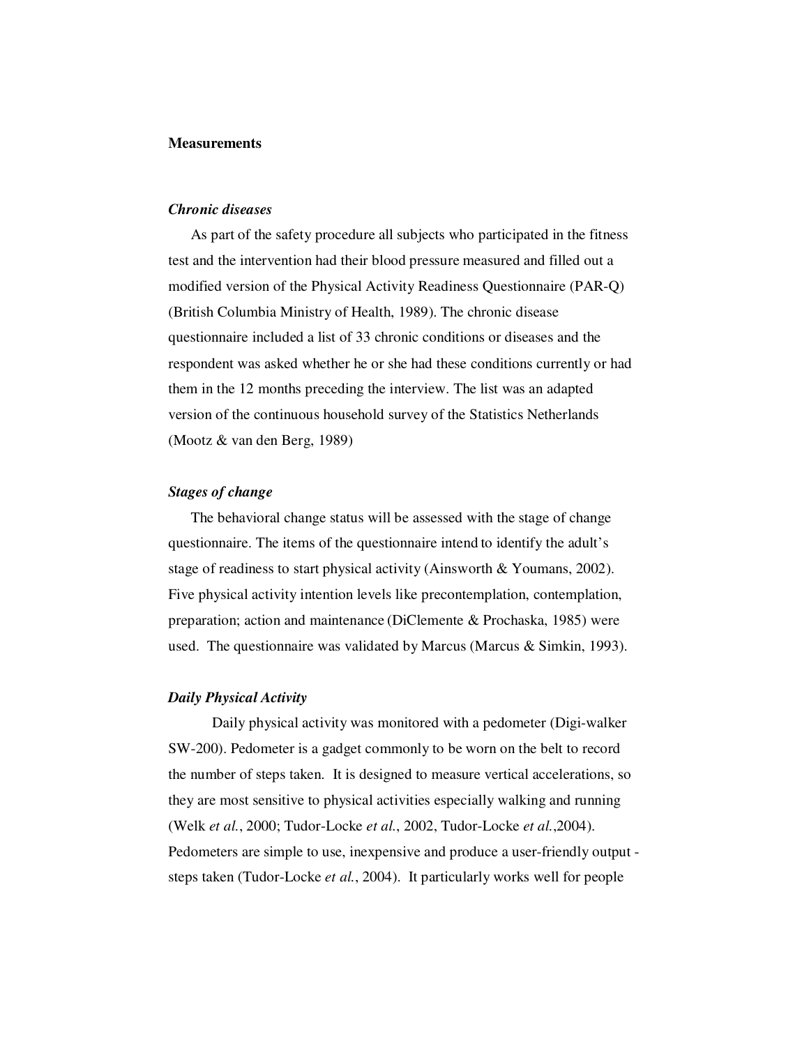## Measurements

### *Chronic diseases*

As part of the safety procedure all subjects who participated in the fitness test and the intervention had their blood pressure measured and filled out a modified version of the Physical Activity Readiness Questionnaire (PAR-Q) (British Columbia Ministry of Health, 1989). The chronic disease questionnaire included a list of 33 chronic conditions or diseases and the respondent was asked whether he or she had these conditions currently or had them in the 12 months preceding the interview. The list was an adapted version of the continuous household survey of the Statistics Netherlands (Mootz & van den Berg, 1989)

### *Stages of change*

The behavioral change status will be assessed with the stage of change questionnaire. The items of the questionnaire intend to identify the adult's stage of readiness to start physical activity (Ainsworth & Youmans, 2002). Five physical activity intention levels like precontemplation, contemplation, preparation; action and maintenance (DiClemente & Prochaska, 1985) were used. The questionnaire was validated by Marcus (Marcus & Simkin, 1993).

### *Daily Physical Activity*

Daily physical activity was monitored with a pedometer (Digi-walker SW-200). Pedometer is a gadget commonly to be worn on the belt to record the number of steps taken. It is designed to measure vertical accelerations, so they are most sensitive to physical activities especially walking and running (Welk *et al.*, 2000; Tudor-Locke *et al.*, 2002, Tudor-Locke *et al.*,2004). Pedometers are simple to use, inexpensive and produce a user-friendly output - steps taken (Tudor-Locke *et al.*, 2004). It particularly works well for people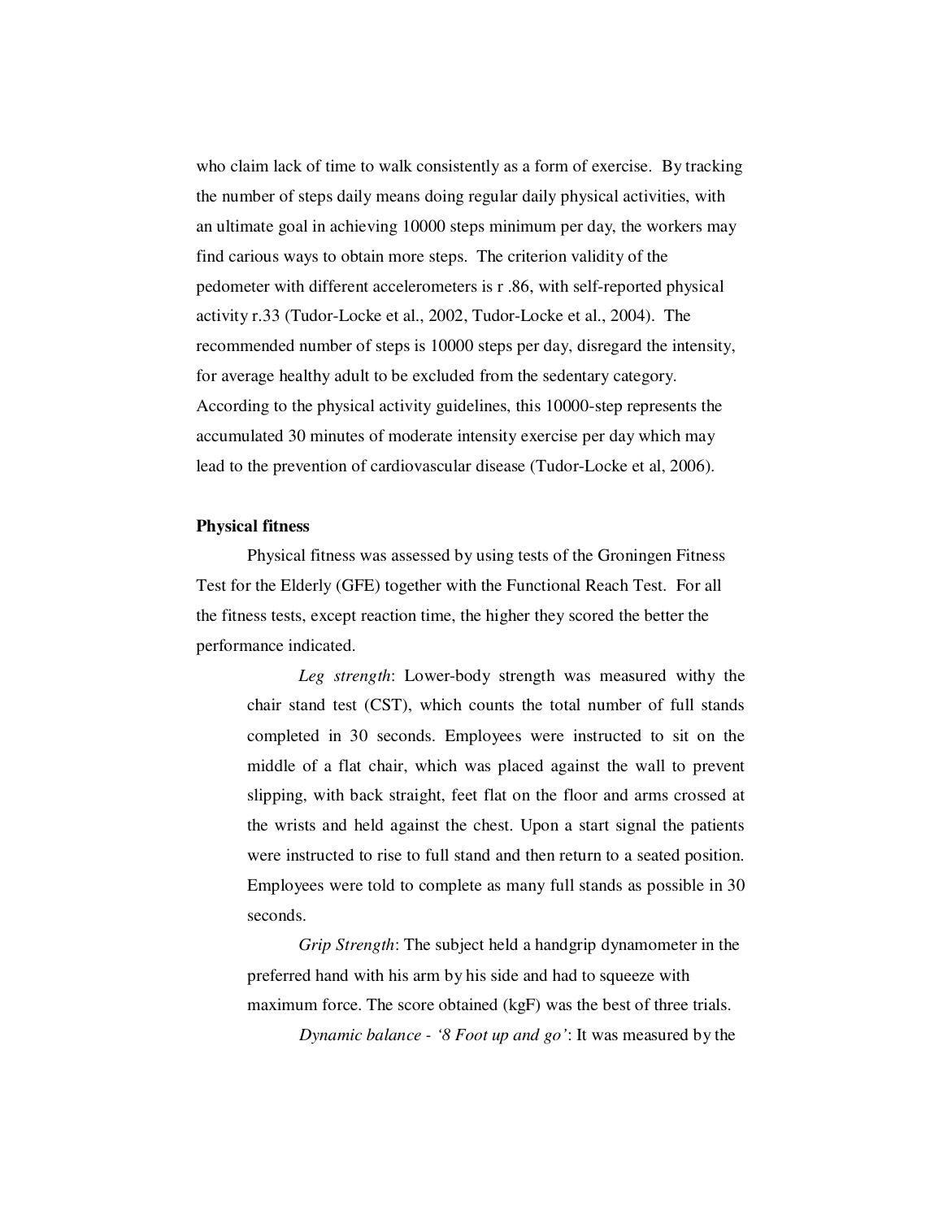who claim lack of time to walk consistently as a form of exercise. By tracking the number of steps daily means doing regular daily physical activities, with an ultimate goal in achieving 10000 steps minimum per day, the workers may find carious ways to obtain more steps. The criterion validity of the pedometer with different accelerometers is r .86, with self-reported physical activity r.33 (Tudor-Locke et al., 2002, Tudor-Locke et al., 2004). The recommended number of steps is 10000 steps per day, disregard the intensity, for average healthy adult to be excluded from the sedentary category. According to the physical activity guidelines, this 10000-step represents the accumulated 30 minutes of moderate intensity exercise per day which may lead to the prevention of cardiovascular disease (Tudor-Locke et al, 2006).

**Physical fitness**

Physical fitness was assessed by using tests of the Groningen Fitness Test for the Elderly (GFE) together with the Functional Reach Test. For all the fitness tests, except reaction time, the higher they scored the better the performance indicated.

*Leg strength*: Lower-body strength was measured withy the chair stand test (CST), which counts the total number of full stands completed in 30 seconds. Employees were instructed to sit on the middle of a flat chair, which was placed against the wall to prevent slipping, with back straight, feet flat on the floor and arms crossed at the wrists and held against the chest. Upon a start signal the patients were instructed to rise to full stand and then return to a seated position. Employees were told to complete as many full stands as possible in 30 seconds.

*Grip Strength*: The subject held a handgrip dynamometer in the preferred hand with his arm by his side and had to squeeze with maximum force. The score obtained (kgF) was the best of three trials.

*Dynamic balance - '8 Foot up and go'*: It was measured by the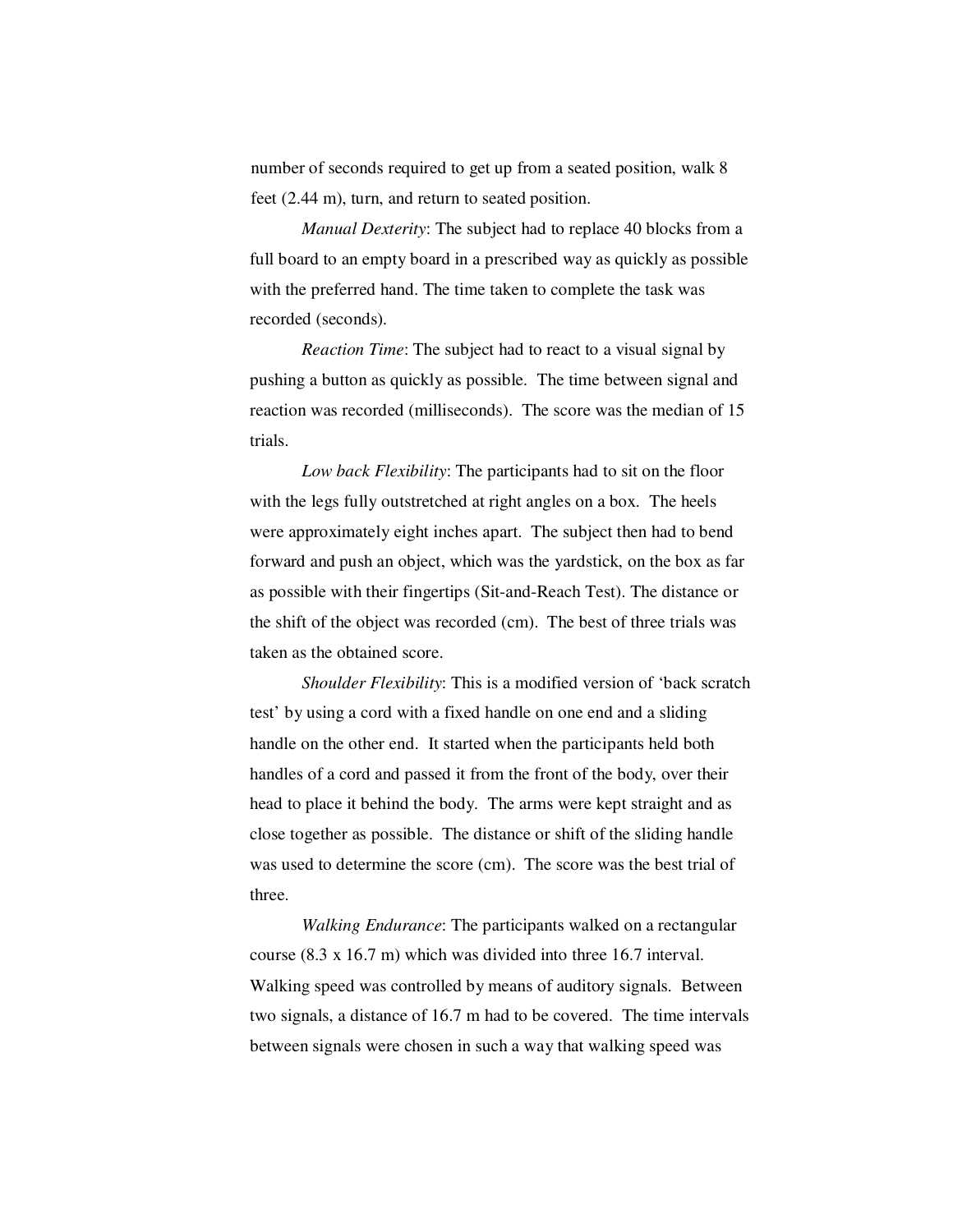number of seconds required to get up from a seated position, walk 8 feet (2.44 m), turn, and return to seated position.

*Manual Dexterity*: The subject had to replace 40 blocks from a full board to an empty board in a prescribed way as quickly as possible with the preferred hand. The time taken to complete the task was recorded (seconds).

*Reaction Time*: The subject had to react to a visual signal by pushing a button as quickly as possible. The time between signal and reaction was recorded (milliseconds). The score was the median of 15 trials.

*Low back Flexibility*: The participants had to sit on the floor with the legs fully outstretched at right angles on a box. The heels were approximately eight inches apart. The subject then had to bend forward and push an object, which was the yardstick, on the box as far as possible with their fingertips (Sit-and-Reach Test). The distance or the shift of the object was recorded (cm). The best of three trials was taken as the obtained score.

*Shoulder Flexibility*: This is a modified version of 'back scratch test' by using a cord with a fixed handle on one end and a sliding handle on the other end. It started when the participants held both handles of a cord and passed it from the front of the body, over their head to place it behind the body. The arms were kept straight and as close together as possible. The distance or shift of the sliding handle was used to determine the score (cm). The score was the best trial of three.

*Walking Endurance*: The participants walked on a rectangular course (8.3 x 16.7 m) which was divided into three 16.7 interval. Walking speed was controlled by means of auditory signals. Between two signals, a distance of 16.7 m had to be covered. The time intervals between signals were chosen in such a way that walking speed was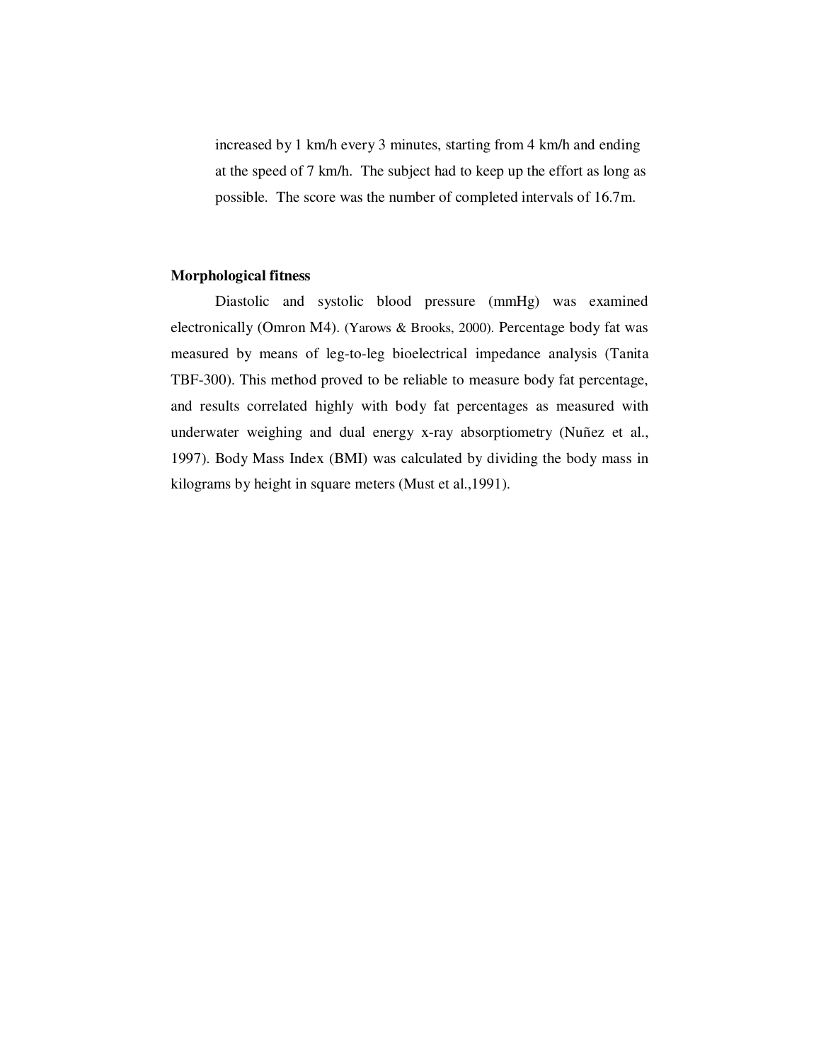increased by 1 km/h every 3 minutes, starting from 4 km/h and ending at the speed of 7 km/h. The subject had to keep up the effort as long as possible. The score was the number of completed intervals of 16.7m.

**Morphological fitness**

Diastolic and systolic blood pressure (mmHg) was examined electronically (Omron M4). (Yarows & Brooks, 2000). Percentage body fat was measured by means of leg-to-leg bioelectrical impedance analysis (Tanita TBF-300). This method proved to be reliable to measure body fat percentage, and results correlated highly with body fat percentages as measured with underwater weighing and dual energy x-ray absorptiometry (Nuñez et al., 1997). Body Mass Index (BMI) was calculated by dividing the body mass in kilograms by height in square meters (Must et al.,1991).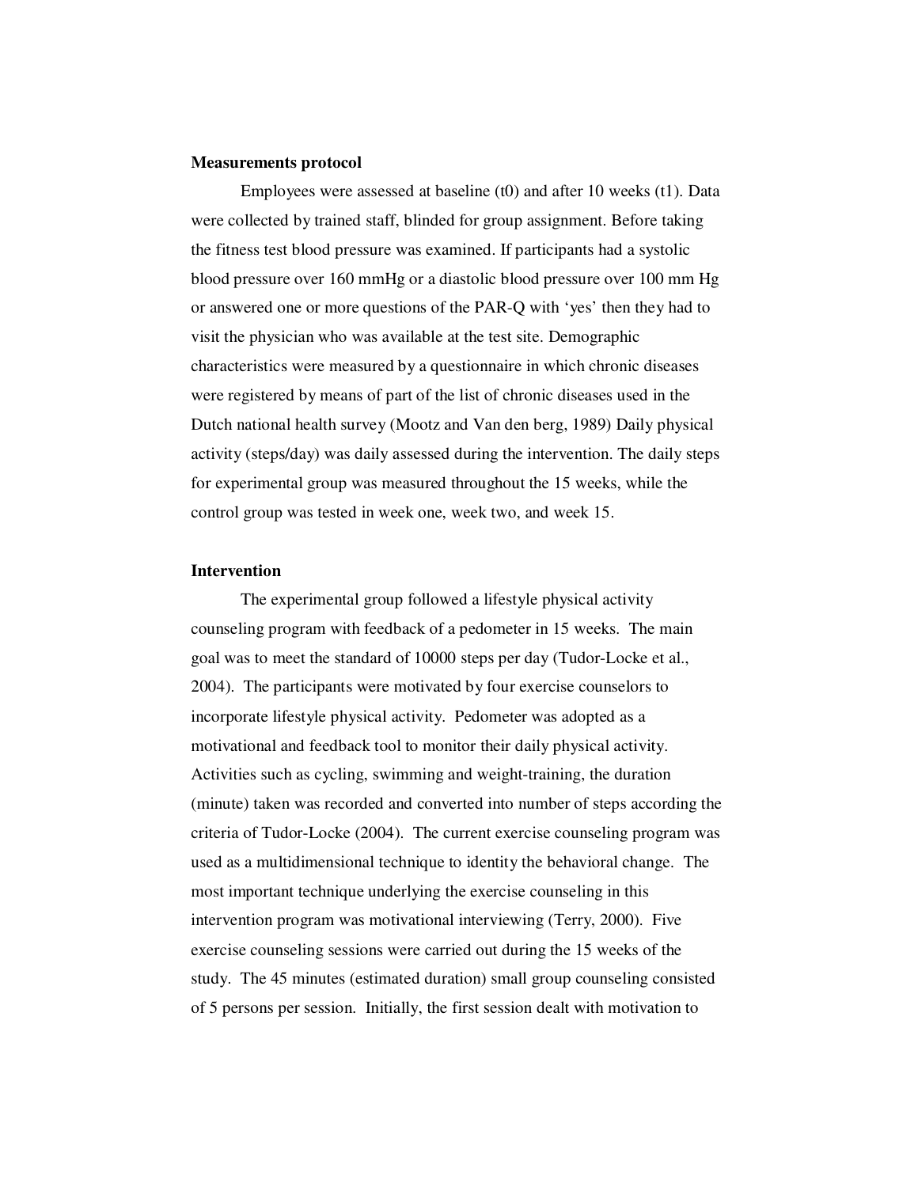**Measurements protocol**

Employees were assessed at baseline (t0) and after 10 weeks (t1). Data were collected by trained staff, blinded for group assignment. Before taking the fitness test blood pressure was examined. If participants had a systolic blood pressure over 160 mmHg or a diastolic blood pressure over 100 mm Hg or answered one or more questions of the PAR-Q with 'yes' then they had to visit the physician who was available at the test site. Demographic characteristics were measured by a questionnaire in which chronic diseases were registered by means of part of the list of chronic diseases used in the Dutch national health survey (Mootz and Van den berg, 1989) Daily physical activity (steps/day) was daily assessed during the intervention. The daily steps for experimental group was measured throughout the 15 weeks, while the control group was tested in week one, week two, and week 15.

**Intervention**

The experimental group followed a lifestyle physical activity counseling program with feedback of a pedometer in 15 weeks. The main goal was to meet the standard of 10000 steps per day (Tudor-Locke et al., 2004). The participants were motivated by four exercise counselors to incorporate lifestyle physical activity. Pedometer was adopted as a motivational and feedback tool to monitor their daily physical activity. Activities such as cycling, swimming and weight-training, the duration (minute) taken was recorded and converted into number of steps according the criteria of Tudor-Locke (2004). The current exercise counseling program was used as a multidimensional technique to identity the behavioral change. The most important technique underlying the exercise counseling in this intervention program was motivational interviewing (Terry, 2000). Five exercise counseling sessions were carried out during the 15 weeks of the study. The 45 minutes (estimated duration) small group counseling consisted of 5 persons per session. Initially, the first session dealt with motivation to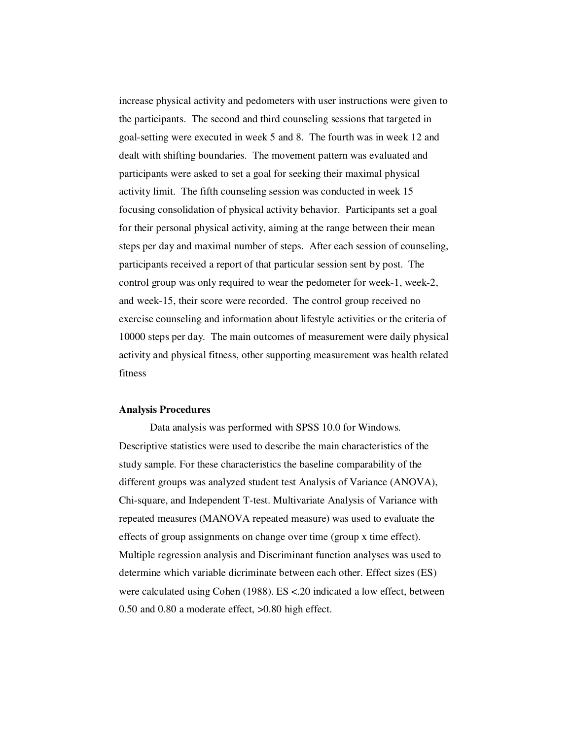increase physical activity and pedometers with user instructions were given to the participants. The second and third counseling sessions that targeted in goal-setting were executed in week 5 and 8. The fourth was in week 12 and dealt with shifting boundaries. The movement pattern was evaluated and participants were asked to set a goal for seeking their maximal physical activity limit. The fifth counseling session was conducted in week 15 focusing consolidation of physical activity behavior. Participants set a goal for their personal physical activity, aiming at the range between their mean steps per day and maximal number of steps. After each session of counseling, participants received a report of that particular session sent by post. The control group was only required to wear the pedometer for week-1, week-2, and week-15, their score were recorded. The control group received no exercise counseling and information about lifestyle activities or the criteria of 10000 steps per day. The main outcomes of measurement were daily physical activity and physical fitness, other supporting measurement was health related fitness

**Analysis Procedures**

Data analysis was performed with SPSS 10.0 for Windows. Descriptive statistics were used to describe the main characteristics of the study sample. For these characteristics the baseline comparability of the different groups was analyzed student test Analysis of Variance (ANOVA), Chi-square, and Independent T-test. Multivariate Analysis of Variance with repeated measures (MANOVA repeated measure) was used to evaluate the effects of group assignments on change over time (group x time effect). Multiple regression analysis and Discriminant function analyses was used to determine which variable dicriminate between each other. Effect sizes (ES) were calculated using Cohen (1988). ES <.20 indicated a low effect, between 0.50 and 0.80 a moderate effect, >0.80 high effect.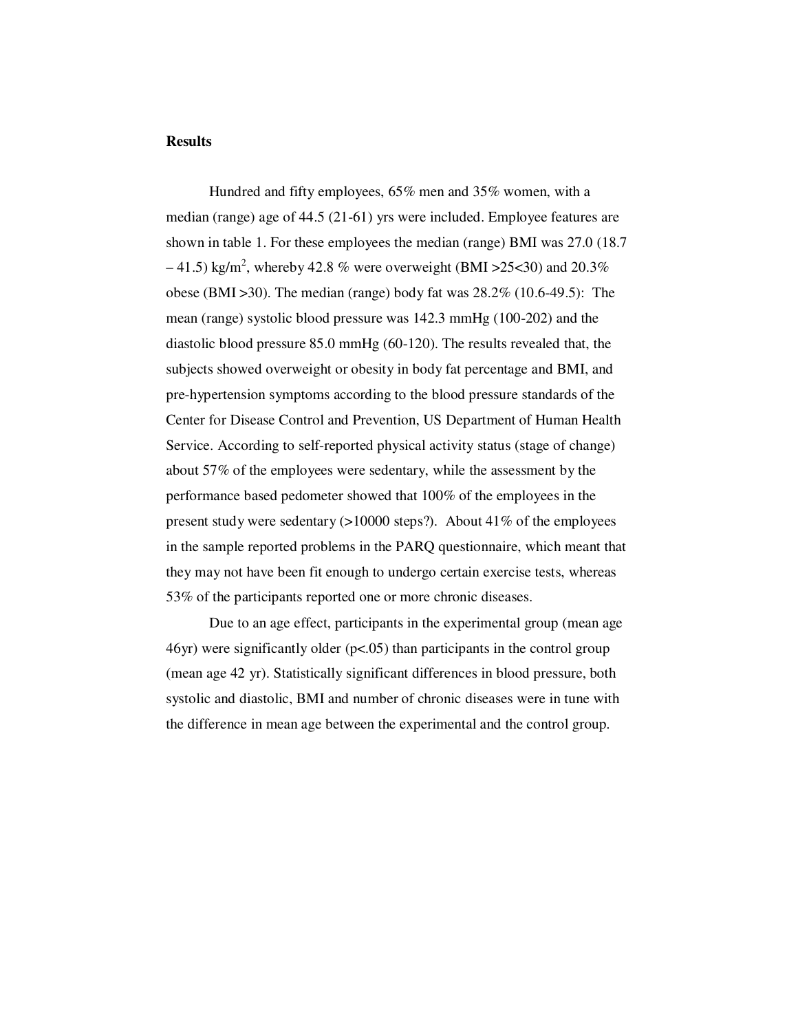**Results**

Hundred and fifty employees, 65% men and 35% women, with a median (range) age of 44.5 (21-61) yrs were included. Employee features are shown in table 1. For these employees the median (range) BMI was 27.0 (18.7 – 41.5) kg/m$^2$, whereby 42.8 % were overweight (BMI >25<30) and 20.3% obese (BMI >30). The median (range) body fat was 28.2% (10.6-49.5): The mean (range) systolic blood pressure was 142.3 mmHg (100-202) and the diastolic blood pressure 85.0 mmHg (60-120). The results revealed that, the subjects showed overweight or obesity in body fat percentage and BMI, and pre-hypertension symptoms according to the blood pressure standards of the Center for Disease Control and Prevention, US Department of Human Health Service. According to self-reported physical activity status (stage of change) about 57% of the employees were sedentary, while the assessment by the performance based pedometer showed that 100% of the employees in the present study were sedentary (>10000 steps?). About 41% of the employees in the sample reported problems in the PARQ questionnaire, which meant that they may not have been fit enough to undergo certain exercise tests, whereas 53% of the participants reported one or more chronic diseases.

Due to an age effect, participants in the experimental group (mean age 46yr) were significantly older ($p<.05$) than participants in the control group (mean age 42 yr). Statistically significant differences in blood pressure, both systolic and diastolic, BMI and number of chronic diseases were in tune with the difference in mean age between the experimental and the control group.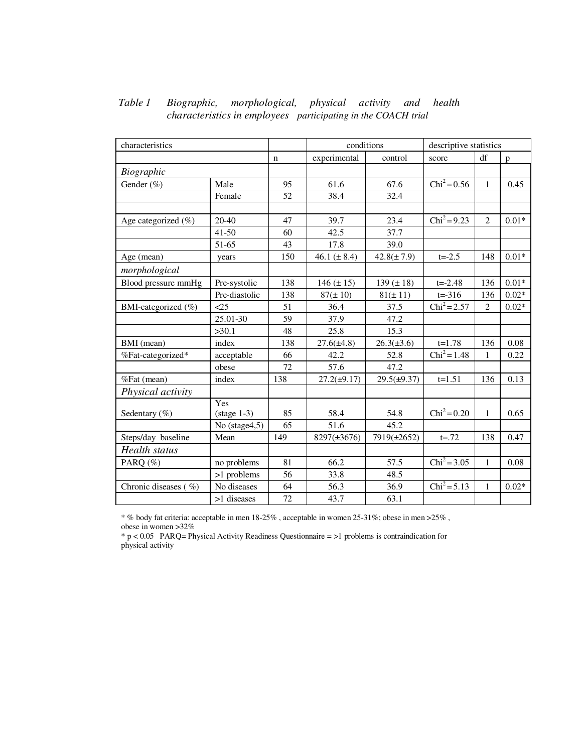*Table 1 Biographic, morphological, physical activity and health characteristics in employees participating in the COACH trial*

| characteristics | | | conditions | | descriptive statistics | | |
|---|---|---|---|---|---|---|---|
| | | n | experimental | control | score | df | p |
| *Biographic* | | | | | | | |
| Gender (%) | Male | 95 | 61.6 | 67.6 | $Chi^2 = 0.56$ | 1 | 0.45 |
| | Female | 52 | 38.4 | 32.4 | | | |
| | | | | | | | |
| Age categorized (%) | 20-40 | 47 | 39.7 | 23.4 | $Chi^2 = 9.23$ | 2 | 0.01* |
| | 41-50 | 60 | 42.5 | 37.7 | | | |
| | 51-65 | 43 | 17.8 | 39.0 | | | |
| Age (mean) | years | 150 | 46.1 (± 8.4) | 42.8(± 7.9) | t=-2.5 | 148 | 0.01* |
| *morphological* | | | | | | | |
| Blood pressure mmHg | Pre-systolic | 138 | 146 (± 15) | 139 (± 18) | t=-2.48 | 136 | 0.01* |
| | Pre-diastolic | 138 | 87(± 10) | 81(± 11) | t=-316 | 136 | 0.02* |
| BMI-categorized (%) | <25 | 51 | 36.4 | 37.5 | $Chi^2 = 2.57$ | 2 | 0.02* |
| | 25.01-30 | 59 | 37.9 | 47.2 | | | |
| | >30.1 | 48 | 25.8 | 15.3 | | | |
| BMI (mean) | index | 138 | 27.6(±4.8) | 26.3(±3.6) | t=1.78 | 136 | 0.08 |
| %Fat-categorized* | acceptable | 66 | 42.2 | 52.8 | $Chi^2 = 1.48$ | 1 | 0.22 |
| | obese | 72 | 57.6 | 47.2 | | | |
| %Fat (mean) | index | 138 | 27.2(±9.17) | 29.5(±9.37) | t=1.51 | 136 | 0.13 |
| *Physical activity* | | | | | | | |
| Sedentary (%) | Yes (stage 1-3) | 85 | 58.4 | 54.8 | $Chi^2 = 0.20$ | 1 | 0.65 |
| | No (stage4,5) | 65 | 51.6 | 45.2 | | | |
| Steps/day baseline | Mean | 149 | 8297(±3676) | 7919(±2652) | t=.72 | 138 | 0.47 |
| *Health status* | | | | | | | |
| PARQ (%) | no problems | 81 | 66.2 | 57.5 | $Chi^2 = 3.05$ | 1 | 0.08 |
| | >1 problems | 56 | 33.8 | 48.5 | | | |
| Chronic diseases ( %) | No diseases | 64 | 56.3 | 36.9 | $Chi^2 = 5.13$ | 1 | 0.02* |
| | >1 diseases | 72 | 43.7 | 63.1 | | | |

* % body fat criteria: acceptable in men 18-25% , acceptable in women 25-31%; obese in men >25% , obese in women >32%

* $p < 0.05$ PARQ= Physical Activity Readiness Questionnaire = >1 problems is contraindication for physical activity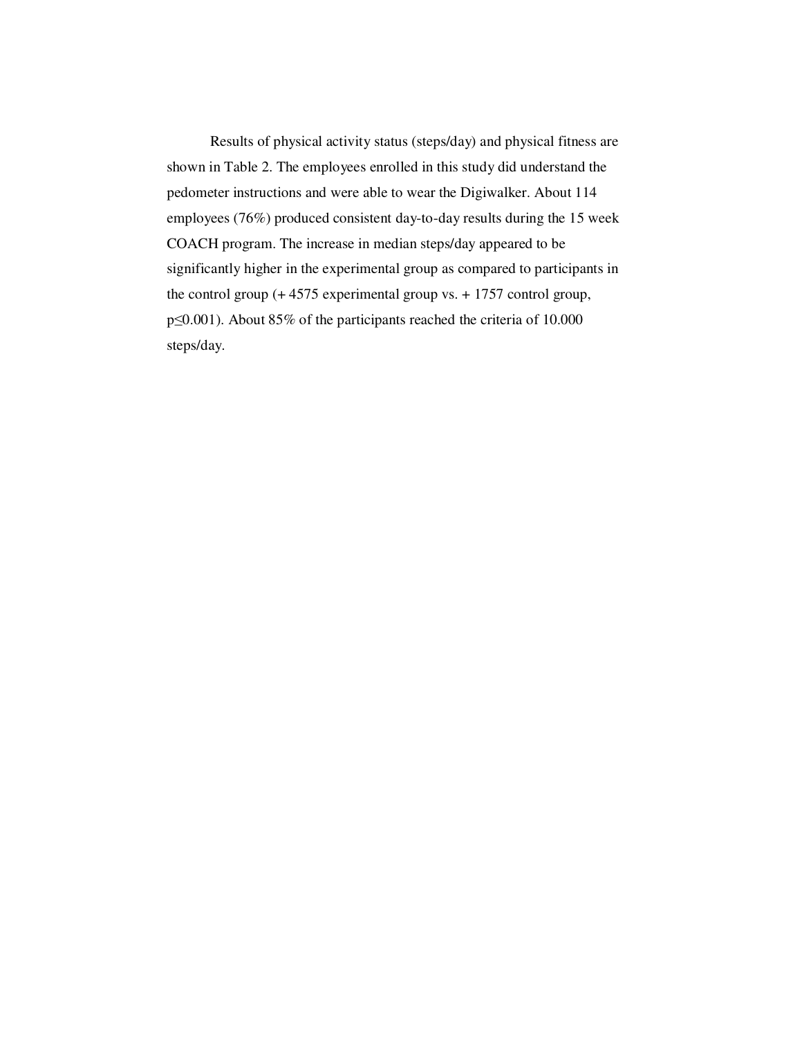Results of physical activity status (steps/day) and physical fitness are shown in Table 2. The employees enrolled in this study did understand the pedometer instructions and were able to wear the Digiwalker. About 114 employees (76%) produced consistent day-to-day results during the 15 week COACH program. The increase in median steps/day appeared to be significantly higher in the experimental group as compared to participants in the control group (+ 4575 experimental group vs. + 1757 control group, $p \leq 0.001$). About 85% of the participants reached the criteria of 10.000 steps/day.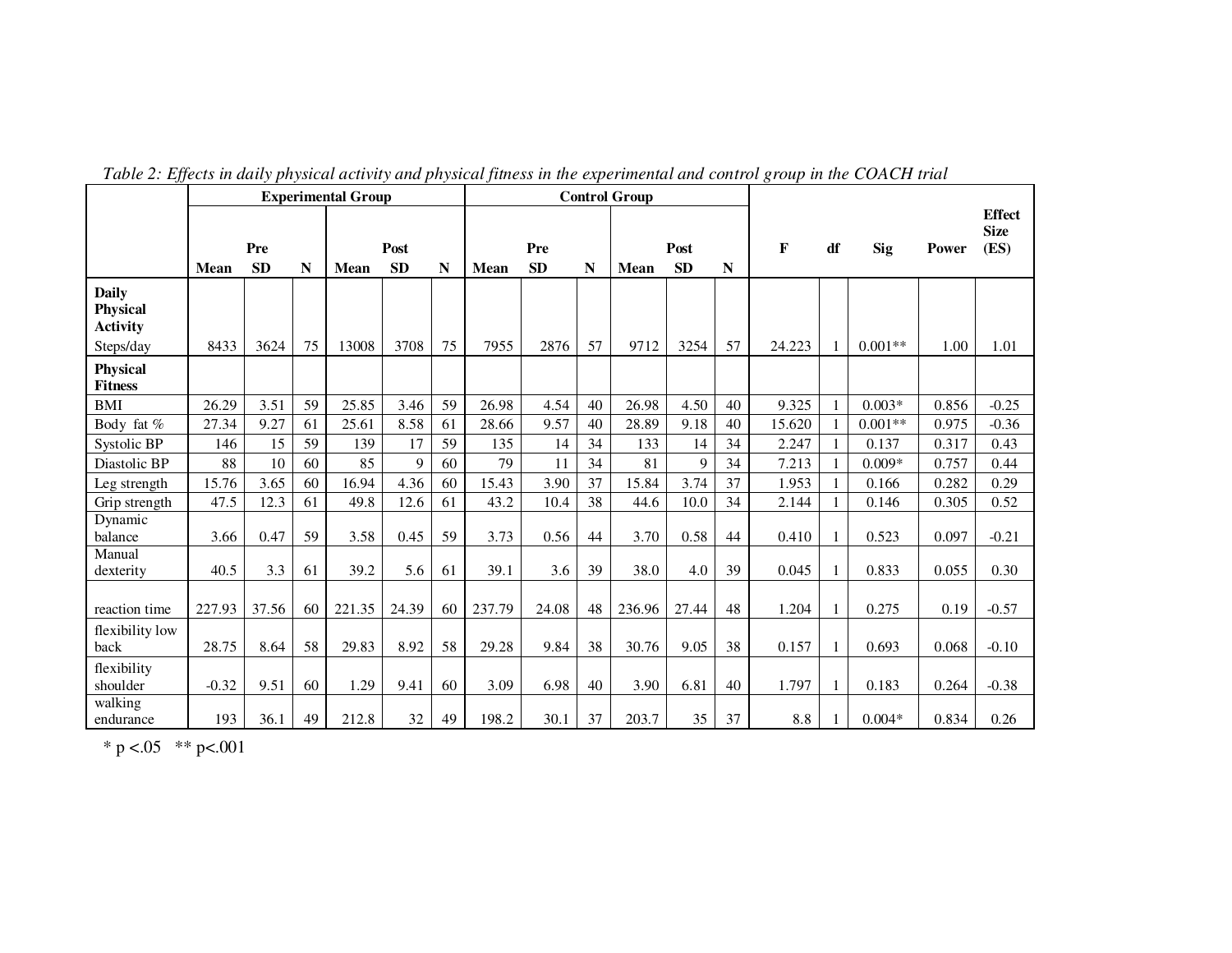*Table 2: Effects in daily physical activity and physical fitness in the experimental and control group in the COACH trial*

| | Experimental Group | | | | | | Control Group | | | | | | | | | | |
|---|---|---|---|---|---|---|---|---|---|---|---|---|---|---|---|---|---|
| | Pre | | | Post | | | Pre | | | Post | | | F | df | Sig | Power | Effect Size (ES) |
| | Mean | SD | N | Mean | SD | N | Mean | SD | N | Mean | SD | N | | | | | |
| **Daily Physical Activity** | | | | | | | | | | | | | | | | | |
| Steps/day | 8433 | 3624 | 75 | 13008 | 3708 | 75 | 7955 | 2876 | 57 | 9712 | 3254 | 57 | 24.223 | 1 | 0.001** | 1.00 | 1.01 |
| **Physical Fitness** | | | | | | | | | | | | | | | | | |
| BMI | 26.29 | 3.51 | 59 | 25.85 | 3.46 | 59 | 26.98 | 4.54 | 40 | 26.98 | 4.50 | 40 | 9.325 | 1 | 0.003* | 0.856 | -0.25 |
| Body fat % | 27.34 | 9.27 | 61 | 25.61 | 8.58 | 61 | 28.66 | 9.57 | 40 | 28.89 | 9.18 | 40 | 15.620 | 1 | 0.001** | 0.975 | -0.36 |
| Systolic BP | 146 | 15 | 59 | 139 | 17 | 59 | 135 | 14 | 34 | 133 | 14 | 34 | 2.247 | 1 | 0.137 | 0.317 | 0.43 |
| Diastolic BP | 88 | 10 | 60 | 85 | 9 | 60 | 79 | 11 | 34 | 81 | 9 | 34 | 7.213 | 1 | 0.009* | 0.757 | 0.44 |
| Leg strength | 15.76 | 3.65 | 60 | 16.94 | 4.36 | 60 | 15.43 | 3.90 | 37 | 15.84 | 3.74 | 37 | 1.953 | 1 | 0.166 | 0.282 | 0.29 |
| Grip strength | 47.5 | 12.3 | 61 | 49.8 | 12.6 | 61 | 43.2 | 10.4 | 38 | 44.6 | 10.0 | 34 | 2.144 | 1 | 0.146 | 0.305 | 0.52 |
| Dynamic balance | 3.66 | 0.47 | 59 | 3.58 | 0.45 | 59 | 3.73 | 0.56 | 44 | 3.70 | 0.58 | 44 | 0.410 | 1 | 0.523 | 0.097 | -0.21 |
| Manual dexterity | 40.5 | 3.3 | 61 | 39.2 | 5.6 | 61 | 39.1 | 3.6 | 39 | 38.0 | 4.0 | 39 | 0.045 | 1 | 0.833 | 0.055 | 0.30 |
| reaction time | 227.93 | 37.56 | 60 | 221.35 | 24.39 | 60 | 237.79 | 24.08 | 48 | 236.96 | 27.44 | 48 | 1.204 | 1 | 0.275 | 0.19 | -0.57 |
| flexibility low back | 28.75 | 8.64 | 58 | 29.83 | 8.92 | 58 | 29.28 | 9.84 | 38 | 30.76 | 9.05 | 38 | 0.157 | 1 | 0.693 | 0.068 | -0.10 |
| flexibility shoulder | -0.32 | 9.51 | 60 | 1.29 | 9.41 | 60 | 3.09 | 6.98 | 40 | 3.90 | 6.81 | 40 | 1.797 | 1 | 0.183 | 0.264 | -0.38 |
| walking endurance | 193 | 36.1 | 49 | 212.8 | 32 | 49 | 198.2 | 30.1 | 37 | 203.7 | 35 | 37 | 8.8 | 1 | 0.004* | 0.834 | 0.26 |

* $p < .05$ ** $p < .001$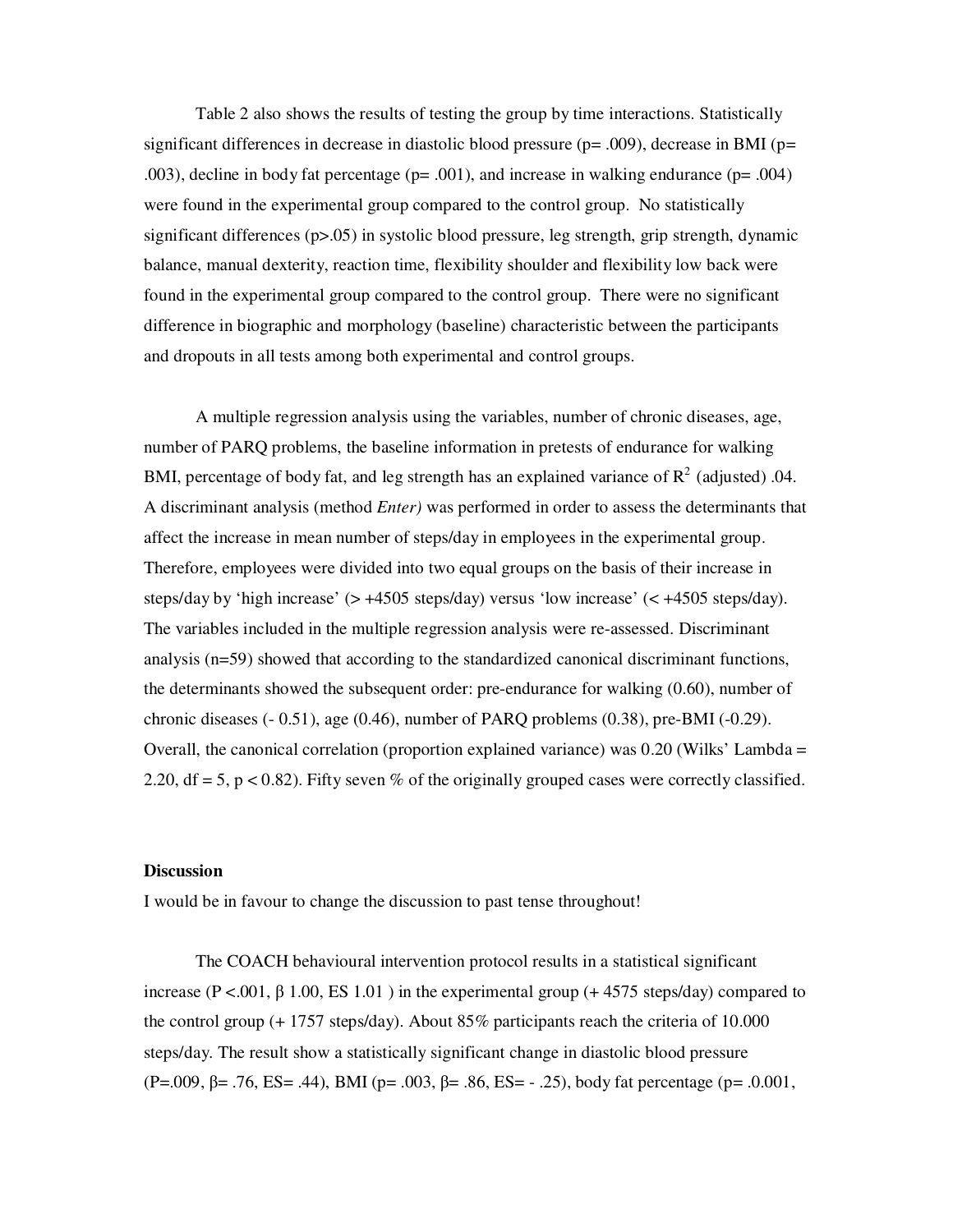Table 2 also shows the results of testing the group by time interactions. Statistically significant differences in decrease in diastolic blood pressure (p= .009), decrease in BMI (p= .003), decline in body fat percentage (p= .001), and increase in walking endurance (p= .004) were found in the experimental group compared to the control group. No statistically significant differences (p>.05) in systolic blood pressure, leg strength, grip strength, dynamic balance, manual dexterity, reaction time, flexibility shoulder and flexibility low back were found in the experimental group compared to the control group. There were no significant difference in biographic and morphology (baseline) characteristic between the participants and dropouts in all tests among both experimental and control groups.

A multiple regression analysis using the variables, number of chronic diseases, age, number of PARQ problems, the baseline information in pretests of endurance for walking BMI, percentage of body fat, and leg strength has an explained variance of $R^2$ (adjusted) .04. A discriminant analysis (method *Enter)* was performed in order to assess the determinants that affect the increase in mean number of steps/day in employees in the experimental group. Therefore, employees were divided into two equal groups on the basis of their increase in steps/day by 'high increase' (> +4505 steps/day) versus 'low increase' (< +4505 steps/day). The variables included in the multiple regression analysis were re-assessed. Discriminant analysis (n=59) showed that according to the standardized canonical discriminant functions, the determinants showed the subsequent order: pre-endurance for walking (0.60), number of chronic diseases (- 0.51), age (0.46), number of PARQ problems (0.38), pre-BMI (-0.29). Overall, the canonical correlation (proportion explained variance) was 0.20 (Wilks' Lambda = 2.20, df = 5, p < 0.82). Fifty seven % of the originally grouped cases were correctly classified.

**Discussion**

I would be in favour to change the discussion to past tense throughout!

The COACH behavioural intervention protocol results in a statistical significant increase (P <.001, β 1.00, ES 1.01 ) in the experimental group (+ 4575 steps/day) compared to the control group (+ 1757 steps/day). About 85% participants reach the criteria of 10.000 steps/day. The result show a statistically significant change in diastolic blood pressure (P=.009, β= .76, ES= .44), BMI (p= .003, β= .86, ES= - .25), body fat percentage (p= .0.001,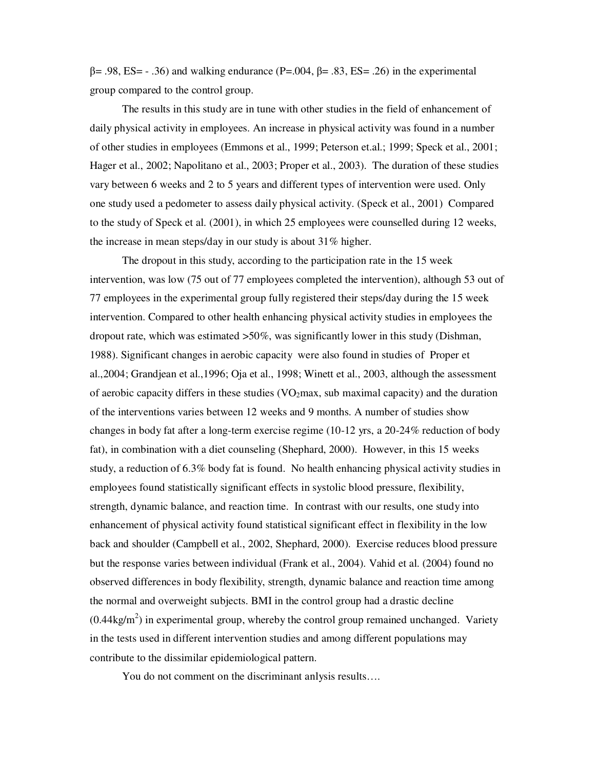$\beta$= .98, ES= - .36) and walking endurance (P=.004, $\beta$= .83, ES= .26) in the experimental group compared to the control group.

The results in this study are in tune with other studies in the field of enhancement of daily physical activity in employees. An increase in physical activity was found in a number of other studies in employees (Emmons et al., 1999; Peterson et.al.; 1999; Speck et al., 2001; Hager et al., 2002; Napolitano et al., 2003; Proper et al., 2003). The duration of these studies vary between 6 weeks and 2 to 5 years and different types of intervention were used. Only one study used a pedometer to assess daily physical activity. (Speck et al., 2001) Compared to the study of Speck et al. (2001), in which 25 employees were counselled during 12 weeks, the increase in mean steps/day in our study is about 31% higher.

The dropout in this study, according to the participation rate in the 15 week intervention, was low (75 out of 77 employees completed the intervention), although 53 out of 77 employees in the experimental group fully registered their steps/day during the 15 week intervention. Compared to other health enhancing physical activity studies in employees the dropout rate, which was estimated >50%, was significantly lower in this study (Dishman, 1988). Significant changes in aerobic capacity were also found in studies of Proper et al.,2004; Grandjean et al.,1996; Oja et al., 1998; Winett et al., 2003, although the assessment of aerobic capacity differs in these studies ($VO_2$max, sub maximal capacity) and the duration of the interventions varies between 12 weeks and 9 months. A number of studies show changes in body fat after a long-term exercise regime (10-12 yrs, a 20-24% reduction of body fat), in combination with a diet counseling (Shephard, 2000). However, in this 15 weeks study, a reduction of 6.3% body fat is found. No health enhancing physical activity studies in employees found statistically significant effects in systolic blood pressure, flexibility, strength, dynamic balance, and reaction time. In contrast with our results, one study into enhancement of physical activity found statistical significant effect in flexibility in the low back and shoulder (Campbell et al., 2002, Shephard, 2000). Exercise reduces blood pressure but the response varies between individual (Frank et al., 2004). Vahid et al. (2004) found no observed differences in body flexibility, strength, dynamic balance and reaction time among the normal and overweight subjects. BMI in the control group had a drastic decline ($0.44 kg/m^2$) in experimental group, whereby the control group remained unchanged. Variety in the tests used in different intervention studies and among different populations may contribute to the dissimilar epidemiological pattern.

You do not comment on the discriminant anlysis results….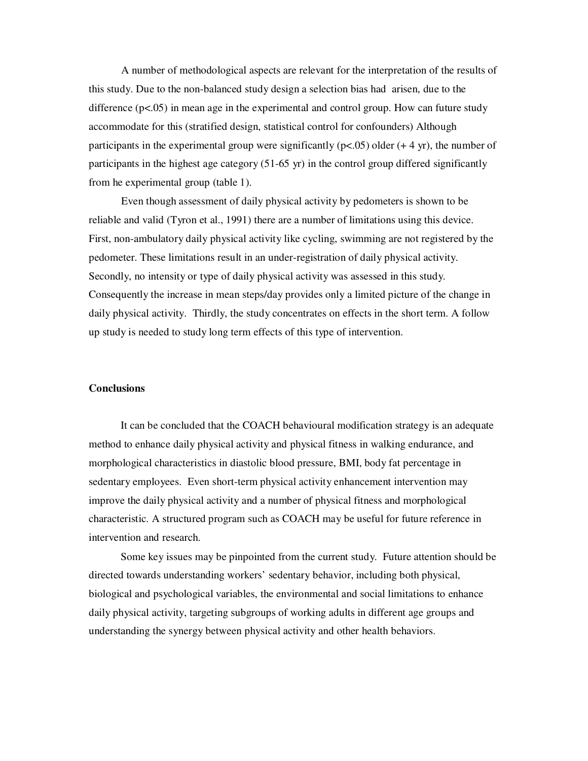A number of methodological aspects are relevant for the interpretation of the results of this study. Due to the non-balanced study design a selection bias had arisen, due to the difference ($p<.05$) in mean age in the experimental and control group. How can future study accommodate for this (stratified design, statistical control for confounders) Although participants in the experimental group were significantly ($p<.05$) older (+ 4 yr), the number of participants in the highest age category (51-65 yr) in the control group differed significantly from he experimental group (table 1).

Even though assessment of daily physical activity by pedometers is shown to be reliable and valid (Tyron et al., 1991) there are a number of limitations using this device. First, non-ambulatory daily physical activity like cycling, swimming are not registered by the pedometer. These limitations result in an under-registration of daily physical activity. Secondly, no intensity or type of daily physical activity was assessed in this study. Consequently the increase in mean steps/day provides only a limited picture of the change in daily physical activity. Thirdly, the study concentrates on effects in the short term. A follow up study is needed to study long term effects of this type of intervention.

**Conclusions**

It can be concluded that the COACH behavioural modification strategy is an adequate method to enhance daily physical activity and physical fitness in walking endurance, and morphological characteristics in diastolic blood pressure, BMI, body fat percentage in sedentary employees. Even short-term physical activity enhancement intervention may improve the daily physical activity and a number of physical fitness and morphological characteristic. A structured program such as COACH may be useful for future reference in intervention and research.

Some key issues may be pinpointed from the current study. Future attention should be directed towards understanding workers' sedentary behavior, including both physical, biological and psychological variables, the environmental and social limitations to enhance daily physical activity, targeting subgroups of working adults in different age groups and understanding the synergy between physical activity and other health behaviors.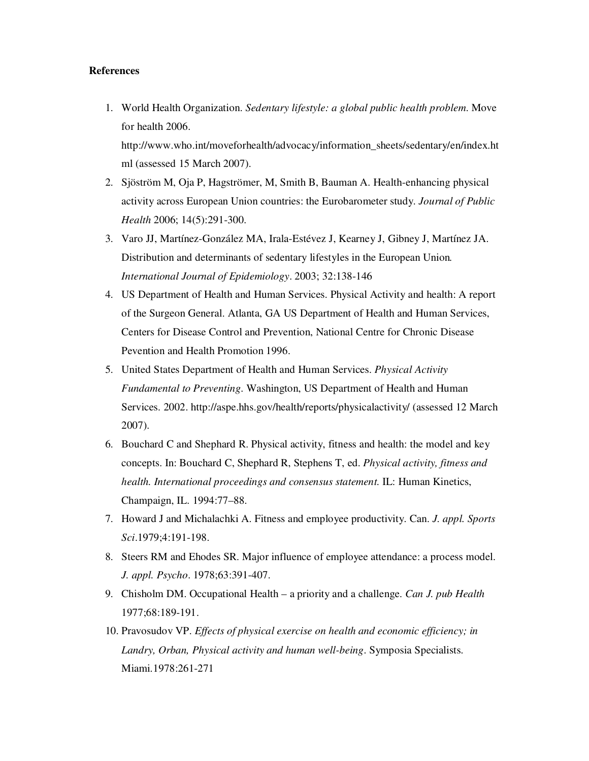**References**

1. World Health Organization. *Sedentary lifestyle: a global public health problem.* Move for health 2006. http://www.who.int/moveforhealth/advocacy/information_sheets/sedentary/en/index.html (assessed 15 March 2007).
2. Sjöström M, Oja P, Hagströmer, M, Smith B, Bauman A. Health-enhancing physical activity across European Union countries: the Eurobarometer study. *Journal of Public Health* 2006; 14(5):291-300.
3. Varo JJ, Martínez-González MA, Irala-Estévez J, Kearney J, Gibney J, Martínez JA. Distribution and determinants of sedentary lifestyles in the European Union. *International Journal of Epidemiology*. 2003; 32:138-146
4. US Department of Health and Human Services. Physical Activity and health: A report of the Surgeon General. Atlanta, GA US Department of Health and Human Services, Centers for Disease Control and Prevention, National Centre for Chronic Disease Pevention and Health Promotion 1996.
5. United States Department of Health and Human Services. *Physical Activity Fundamental to Preventing*. Washington, US Department of Health and Human Services. 2002. http://aspe.hhs.gov/health/reports/physicalactivity/ (assessed 12 March 2007).
6. Bouchard C and Shephard R. Physical activity, fitness and health: the model and key concepts. In: Bouchard C, Shephard R, Stephens T, ed. *Physical activity, fitness and health. International proceedings and consensus statement.* IL: Human Kinetics, Champaign, IL. 1994:77–88.
7. Howard J and Michalachki A. Fitness and employee productivity. Can. *J. appl. Sports Sci*.1979;4:191-198.
8. Steers RM and Ehodes SR. Major influence of employee attendance: a process model. *J. appl. Psycho*. 1978;63:391-407.
9. Chisholm DM. Occupational Health – a priority and a challenge. *Can J. pub Health* 1977;68:189-191.
10. Pravosudov VP. *Effects of physical exercise on health and economic efficiency; in Landry, Orban, Physical activity and human well-being*. Symposia Specialists. Miami.1978:261-271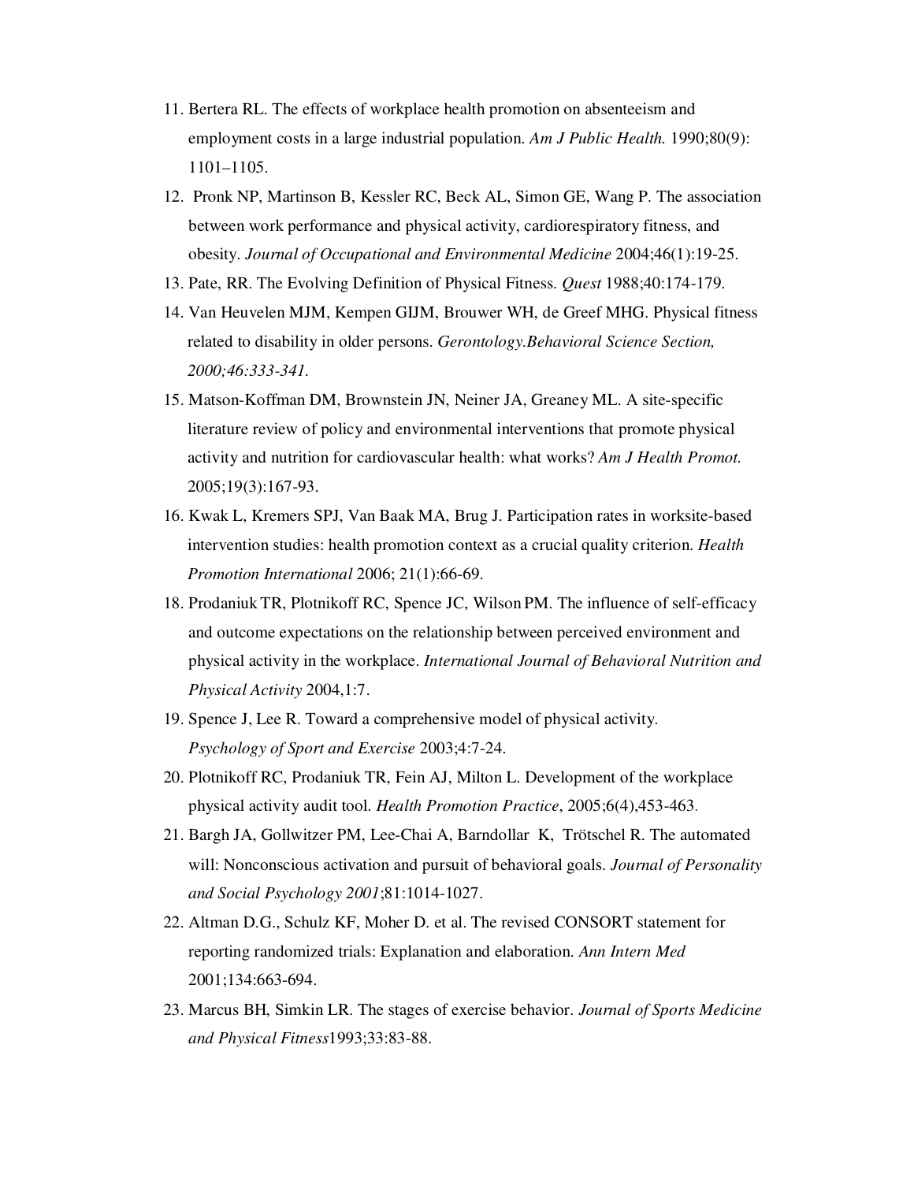11. Bertera RL. The effects of workplace health promotion on absenteeism and employment costs in a large industrial population. *Am J Public Health.* 1990;80(9): 1101–1105.
12. Pronk NP, Martinson B, Kessler RC, Beck AL, Simon GE, Wang P. The association between work performance and physical activity, cardiorespiratory fitness, and obesity. *Journal of Occupational and Environmental Medicine* 2004;46(1):19-25.
13. Pate, RR. The Evolving Definition of Physical Fitness. *Quest* 1988;40:174-179.
14. Van Heuvelen MJM, Kempen GIJM, Brouwer WH, de Greef MHG. Physical fitness related to disability in older persons. *Gerontology.Behavioral Science Section, 2000;46:333-341.*
15. Matson-Koffman DM, Brownstein JN, Neiner JA, Greaney ML. A site-specific literature review of policy and environmental interventions that promote physical activity and nutrition for cardiovascular health: what works? *Am J Health Promot.* 2005;19(3):167-93.
16. Kwak L, Kremers SPJ, Van Baak MA, Brug J. Participation rates in worksite-based intervention studies: health promotion context as a crucial quality criterion. *Health Promotion International* 2006; 21(1):66-69.
18. Prodaniuk TR, Plotnikoff RC, Spence JC, Wilson PM. The influence of self-efficacy and outcome expectations on the relationship between perceived environment and physical activity in the workplace. *International Journal of Behavioral Nutrition and Physical Activity* 2004,1:7.
19. Spence J, Lee R. Toward a comprehensive model of physical activity. *Psychology of Sport and Exercise* 2003;4:7-24.
20. Plotnikoff RC, Prodaniuk TR, Fein AJ, Milton L. Development of the workplace physical activity audit tool. *Health Promotion Practice*, 2005;6(4),453-463.
21. Bargh JA, Gollwitzer PM, Lee-Chai A, Barndollar K, Trötschel R. The automated will: Nonconscious activation and pursuit of behavioral goals. *Journal of Personality and Social Psychology 2001*;81:1014-1027.
22. Altman D.G., Schulz KF, Moher D. et al. The revised CONSORT statement for reporting randomized trials: Explanation and elaboration. *Ann Intern Med* 2001;134:663-694.
23. Marcus BH, Simkin LR. The stages of exercise behavior. *Journal of Sports Medicine and Physical Fitness*1993;33:83-88.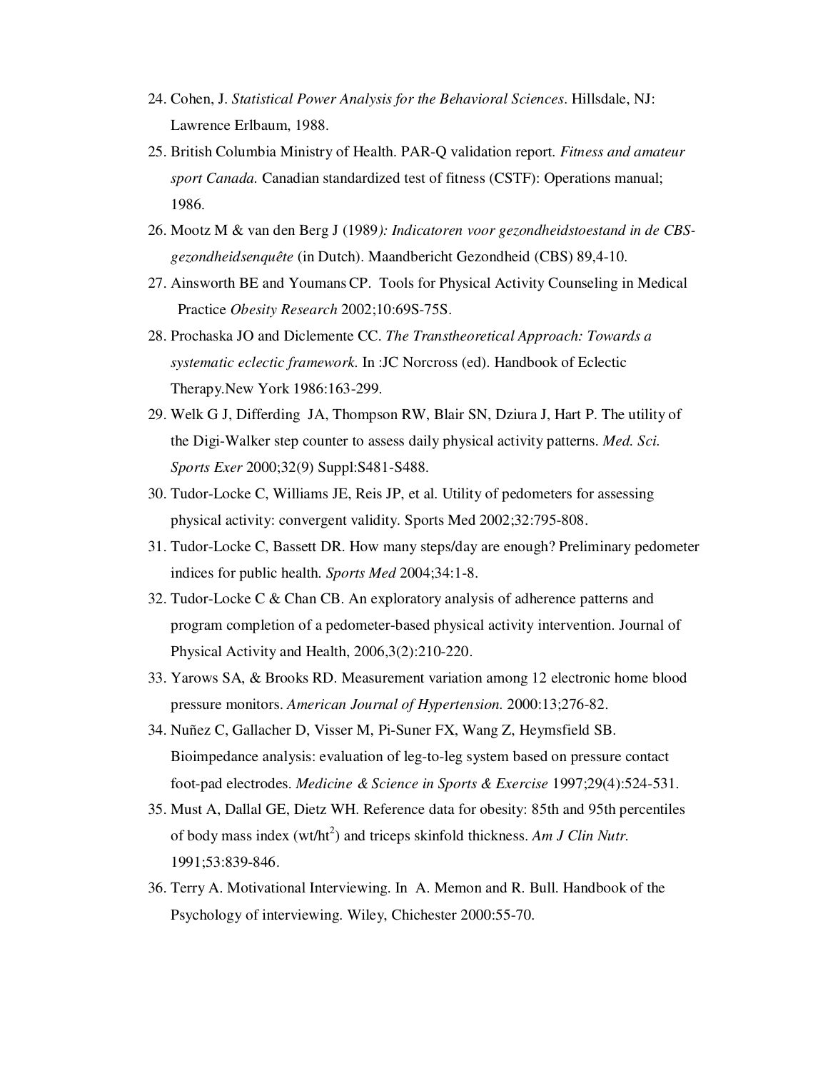24. Cohen, J. *Statistical Power Analysis for the Behavioral Sciences*. Hillsdale, NJ: Lawrence Erlbaum, 1988.
25. British Columbia Ministry of Health. PAR-Q validation report. *Fitness and amateur sport Canada.* Canadian standardized test of fitness (CSTF): Operations manual; 1986.
26. Mootz M & van den Berg J (1989*): Indicatoren voor gezondheidstoestand in de CBS-gezondheidsenquête* (in Dutch). Maandbericht Gezondheid (CBS) 89,4-10.
27. Ainsworth BE and Youmans CP. Tools for Physical Activity Counseling in Medical Practice *Obesity Research* 2002;10:69S-75S.
28. Prochaska JO and Diclemente CC. *The Transtheoretical Approach: Towards a systematic eclectic framework*. In :JC Norcross (ed). Handbook of Eclectic Therapy.New York 1986:163-299.
29. Welk G J, Differding JA, Thompson RW, Blair SN, Dziura J, Hart P. The utility of the Digi-Walker step counter to assess daily physical activity patterns. *Med. Sci. Sports Exer* 2000;32(9) Suppl:S481-S488.
30. Tudor-Locke C, Williams JE, Reis JP, et al. Utility of pedometers for assessing physical activity: convergent validity. Sports Med 2002;32:795-808.
31. Tudor-Locke C, Bassett DR. How many steps/day are enough? Preliminary pedometer indices for public health. *Sports Med* 2004;34:1-8.
32. Tudor-Locke C & Chan CB. An exploratory analysis of adherence patterns and program completion of a pedometer-based physical activity intervention. Journal of Physical Activity and Health, 2006,3(2):210-220.
33. Yarows SA, & Brooks RD. Measurement variation among 12 electronic home blood pressure monitors. *American Journal of Hypertension.* 2000:13;276-82.
34. Nuñez C, Gallacher D, Visser M, Pi-Suner FX, Wang Z, Heymsfield SB. Bioimpedance analysis: evaluation of leg-to-leg system based on pressure contact foot-pad electrodes. *Medicine & Science in Sports & Exercise* 1997;29(4):524-531.
35. Must A, Dallal GE, Dietz WH. Reference data for obesity: 85th and 95th percentiles of body mass index ($wt/ht^2$) and triceps skinfold thickness. *Am J Clin Nutr.* 1991;53:839-846.
36. Terry A. Motivational Interviewing. In A. Memon and R. Bull. Handbook of the Psychology of interviewing. Wiley, Chichester 2000:55-70.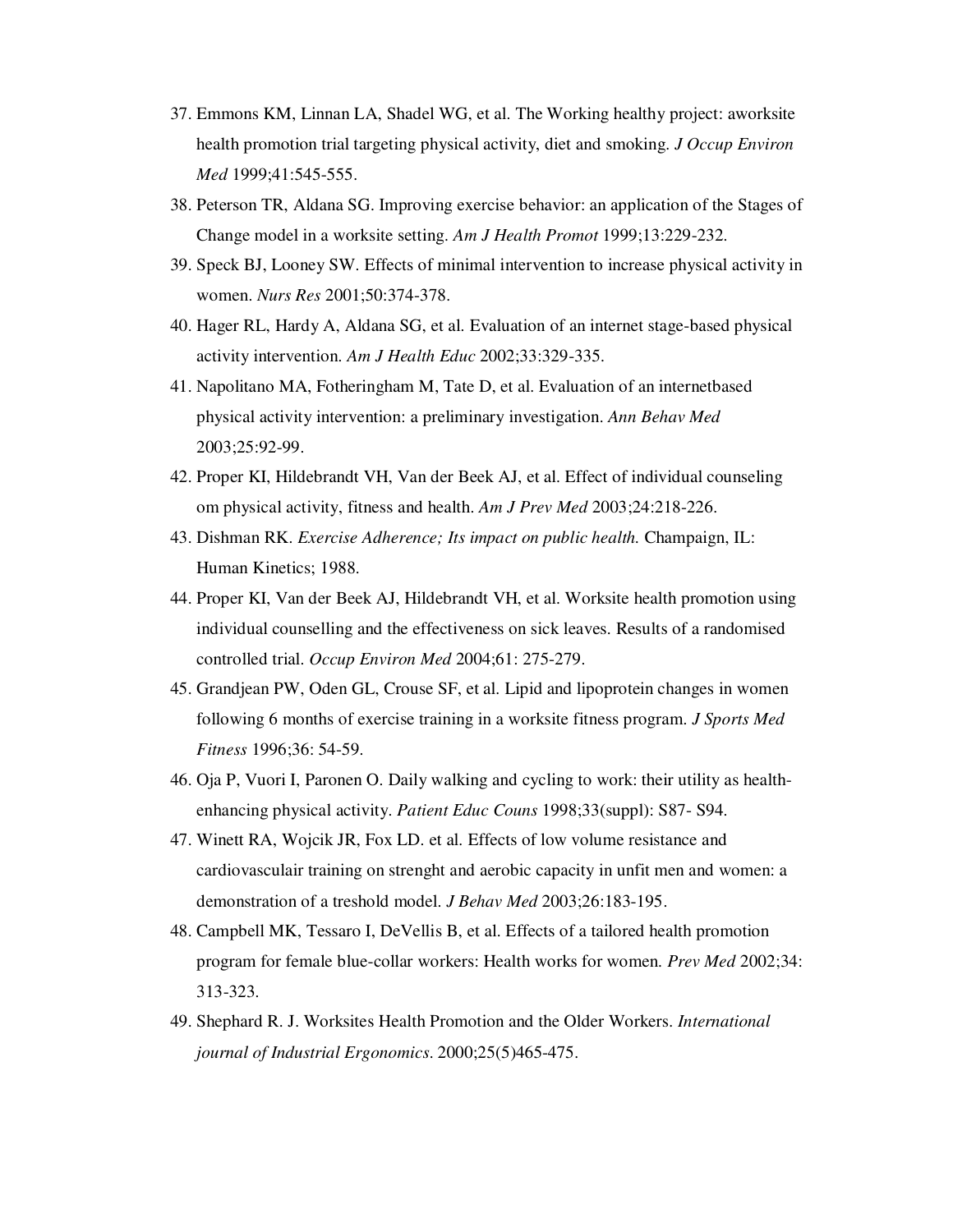37. Emmons KM, Linnan LA, Shadel WG, et al. The Working healthy project: aworksite health promotion trial targeting physical activity, diet and smoking. *J Occup Environ Med* 1999;41:545-555.
38. Peterson TR, Aldana SG. Improving exercise behavior: an application of the Stages of Change model in a worksite setting. *Am J Health Promot* 1999;13:229-232.
39. Speck BJ, Looney SW. Effects of minimal intervention to increase physical activity in women. *Nurs Res* 2001;50:374-378.
40. Hager RL, Hardy A, Aldana SG, et al. Evaluation of an internet stage-based physical activity intervention. *Am J Health Educ* 2002;33:329-335.
41. Napolitano MA, Fotheringham M, Tate D, et al. Evaluation of an internetbased physical activity intervention: a preliminary investigation. *Ann Behav Med* 2003;25:92-99.
42. Proper KI, Hildebrandt VH, Van der Beek AJ, et al. Effect of individual counseling om physical activity, fitness and health. *Am J Prev Med* 2003;24:218-226.
43. Dishman RK. *Exercise Adherence; Its impact on public health.* Champaign, IL: Human Kinetics; 1988.
44. Proper KI, Van der Beek AJ, Hildebrandt VH, et al. Worksite health promotion using individual counselling and the effectiveness on sick leaves. Results of a randomised controlled trial. *Occup Environ Med* 2004;61: 275-279.
45. Grandjean PW, Oden GL, Crouse SF, et al. Lipid and lipoprotein changes in women following 6 months of exercise training in a worksite fitness program. *J Sports Med Fitness* 1996;36: 54-59.
46. Oja P, Vuori I, Paronen O. Daily walking and cycling to work: their utility as health-enhancing physical activity. *Patient Educ Couns* 1998;33(suppl): S87- S94.
47. Winett RA, Wojcik JR, Fox LD. et al. Effects of low volume resistance and cardiovasculair training on strenght and aerobic capacity in unfit men and women: a demonstration of a treshold model. *J Behav Med* 2003;26:183-195.
48. Campbell MK, Tessaro I, DeVellis B, et al. Effects of a tailored health promotion program for female blue-collar workers: Health works for women. *Prev Med* 2002;34: 313-323.
49. Shephard R. J. Worksites Health Promotion and the Older Workers. *International journal of Industrial Ergonomics*. 2000;25(5)465-475.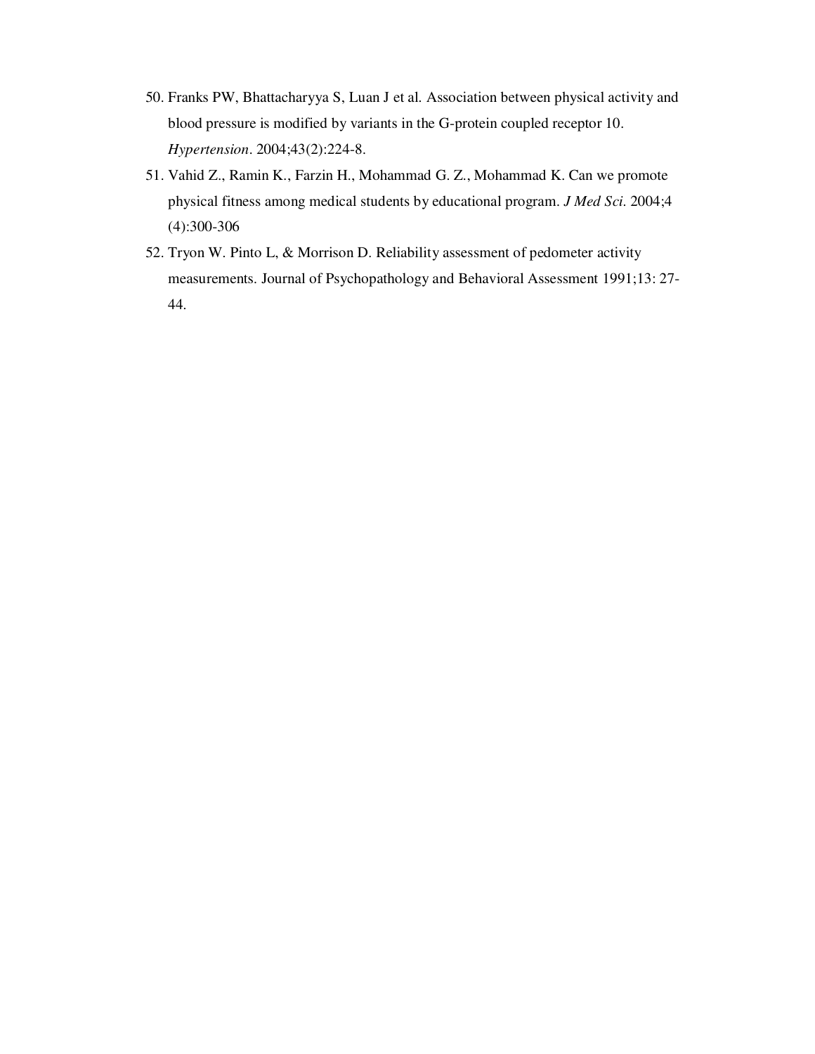50. Franks PW, Bhattacharyya S, Luan J et al. Association between physical activity and blood pressure is modified by variants in the G-protein coupled receptor 10. *Hypertension*. 2004;43(2):224-8.
51. Vahid Z., Ramin K., Farzin H., Mohammad G. Z., Mohammad K. Can we promote physical fitness among medical students by educational program. *J Med Sci.* 2004;4 (4):300-306
52. Tryon W. Pinto L, & Morrison D. Reliability assessment of pedometer activity measurements. Journal of Psychopathology and Behavioral Assessment 1991;13: 27-44.